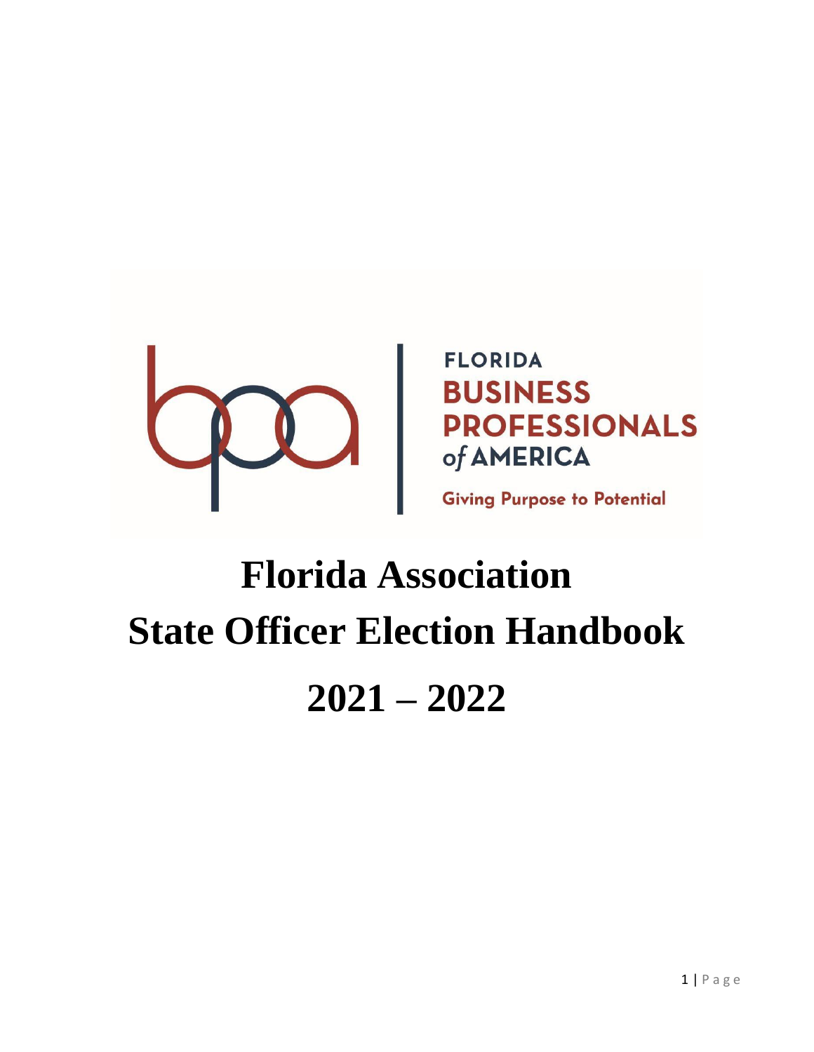FLORIDA

BUSINESS PROFESSIONALS of AMERICA

Giving Purpose to Potential

# Florida Association

# State Officer Election Handbook

# 2021 – 2022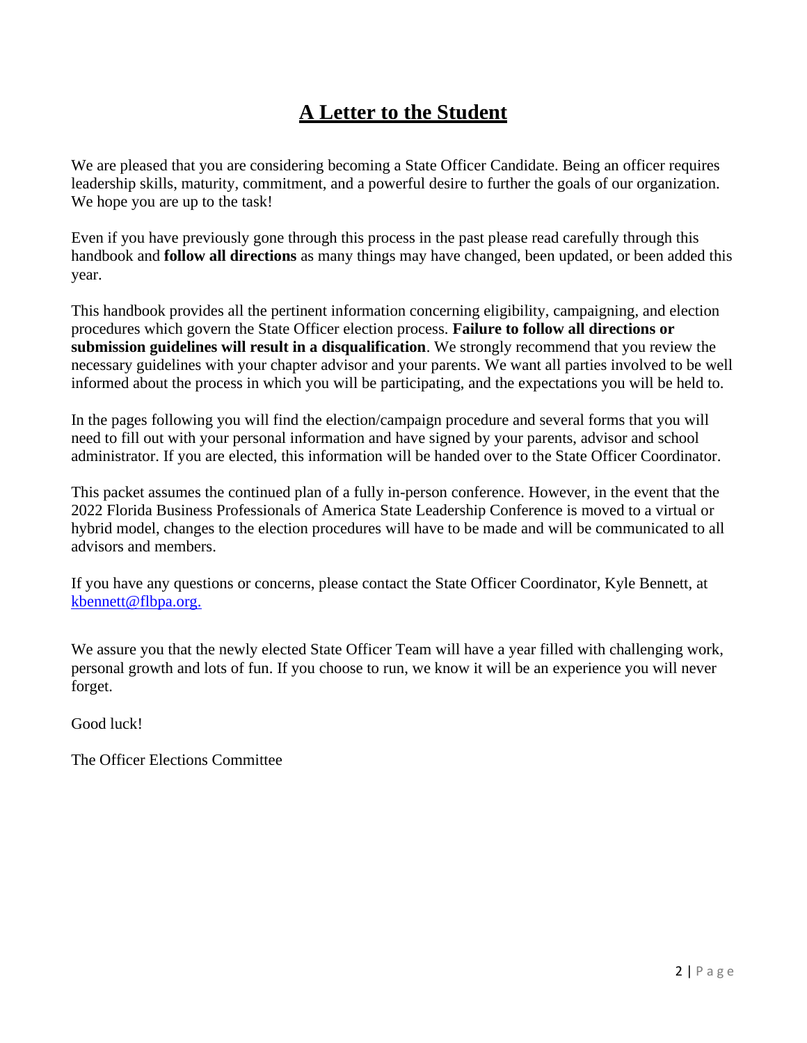# A Letter to the Student

We are pleased that you are considering becoming a State Officer Candidate. Being an officer requires leadership skills, maturity, commitment, and a powerful desire to further the goals of our organization. We hope you are up to the task!

Even if you have previously gone through this process in the past please read carefully through this handbook and **follow all directions** as many things may have changed, been updated, or been added this year.

This handbook provides all the pertinent information concerning eligibility, campaigning, and election procedures which govern the State Officer election process. **Failure to follow all directions or submission guidelines will result in a disqualification**. We strongly recommend that you review the necessary guidelines with your chapter advisor and your parents. We want all parties involved to be well informed about the process in which you will be participating, and the expectations you will be held to.

In the pages following you will find the election/campaign procedure and several forms that you will need to fill out with your personal information and have signed by your parents, advisor and school administrator. If you are elected, this information will be handed over to the State Officer Coordinator.

This packet assumes the continued plan of a fully in-person conference. However, in the event that the 2022 Florida Business Professionals of America State Leadership Conference is moved to a virtual or hybrid model, changes to the election procedures will have to be made and will be communicated to all advisors and members.

If you have any questions or concerns, please contact the State Officer Coordinator, Kyle Bennett, at kbennett@flbpa.org.

We assure you that the newly elected State Officer Team will have a year filled with challenging work, personal growth and lots of fun. If you choose to run, we know it will be an experience you will never forget.

Good luck!

The Officer Elections Committee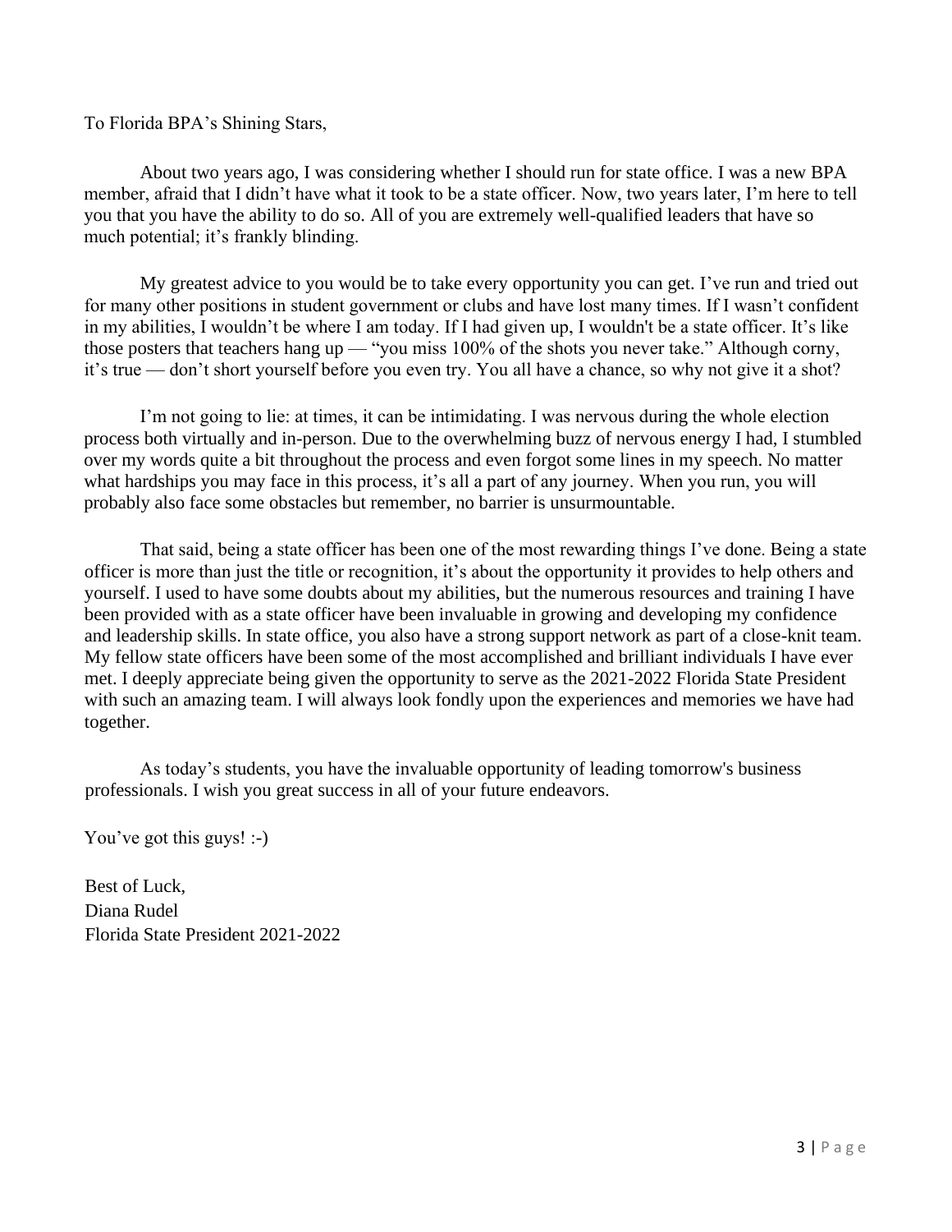To Florida BPA's Shining Stars,

About two years ago, I was considering whether I should run for state office. I was a new BPA member, afraid that I didn't have what it took to be a state officer. Now, two years later, I'm here to tell you that you have the ability to do so. All of you are extremely well-qualified leaders that have so much potential; it's frankly blinding.

My greatest advice to you would be to take every opportunity you can get. I've run and tried out for many other positions in student government or clubs and have lost many times. If I wasn't confident in my abilities, I wouldn't be where I am today. If I had given up, I wouldn't be a state officer. It's like those posters that teachers hang up — "you miss 100% of the shots you never take." Although corny, it's true — don't short yourself before you even try. You all have a chance, so why not give it a shot?

I'm not going to lie: at times, it can be intimidating. I was nervous during the whole election process both virtually and in-person. Due to the overwhelming buzz of nervous energy I had, I stumbled over my words quite a bit throughout the process and even forgot some lines in my speech. No matter what hardships you may face in this process, it's all a part of any journey. When you run, you will probably also face some obstacles but remember, no barrier is unsurmountable.

That said, being a state officer has been one of the most rewarding things I've done. Being a state officer is more than just the title or recognition, it's about the opportunity it provides to help others and yourself. I used to have some doubts about my abilities, but the numerous resources and training I have been provided with as a state officer have been invaluable in growing and developing my confidence and leadership skills. In state office, you also have a strong support network as part of a close-knit team. My fellow state officers have been some of the most accomplished and brilliant individuals I have ever met. I deeply appreciate being given the opportunity to serve as the 2021-2022 Florida State President with such an amazing team. I will always look fondly upon the experiences and memories we have had together.

As today's students, you have the invaluable opportunity of leading tomorrow's business professionals. I wish you great success in all of your future endeavors.

You've got this guys! :-)

Best of Luck,  
Diana Rudel  
Florida State President 2021-2022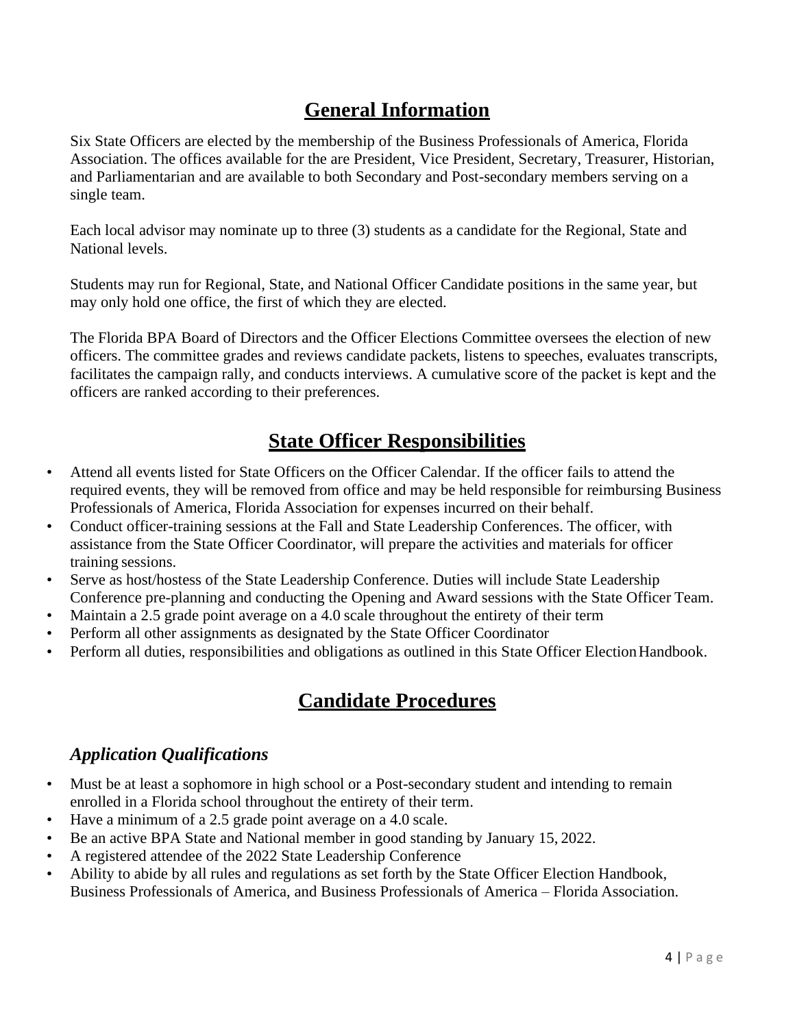## General Information

Six State Officers are elected by the membership of the Business Professionals of America, Florida Association. The offices available for the are President, Vice President, Secretary, Treasurer, Historian, and Parliamentarian and are available to both Secondary and Post-secondary members serving on a single team.

Each local advisor may nominate up to three (3) students as a candidate for the Regional, State and National levels.

Students may run for Regional, State, and National Officer Candidate positions in the same year, but may only hold one office, the first of which they are elected.

The Florida BPA Board of Directors and the Officer Elections Committee oversees the election of new officers. The committee grades and reviews candidate packets, listens to speeches, evaluates transcripts, facilitates the campaign rally, and conducts interviews. A cumulative score of the packet is kept and the officers are ranked according to their preferences.

## State Officer Responsibilities

- Attend all events listed for State Officers on the Officer Calendar. If the officer fails to attend the required events, they will be removed from office and may be held responsible for reimbursing Business Professionals of America, Florida Association for expenses incurred on their behalf.
- Conduct officer-training sessions at the Fall and State Leadership Conferences. The officer, with assistance from the State Officer Coordinator, will prepare the activities and materials for officer training sessions.
- Serve as host/hostess of the State Leadership Conference. Duties will include State Leadership Conference pre-planning and conducting the Opening and Award sessions with the State Officer Team.
- Maintain a 2.5 grade point average on a 4.0 scale throughout the entirety of their term
- Perform all other assignments as designated by the State Officer Coordinator
- Perform all duties, responsibilities and obligations as outlined in this State Officer Election Handbook.

## Candidate Procedures

### *Application Qualifications*

- Must be at least a sophomore in high school or a Post-secondary student and intending to remain enrolled in a Florida school throughout the entirety of their term.
- Have a minimum of a 2.5 grade point average on a 4.0 scale.
- Be an active BPA State and National member in good standing by January 15, 2022.
- A registered attendee of the 2022 State Leadership Conference
- Ability to abide by all rules and regulations as set forth by the State Officer Election Handbook, Business Professionals of America, and Business Professionals of America – Florida Association.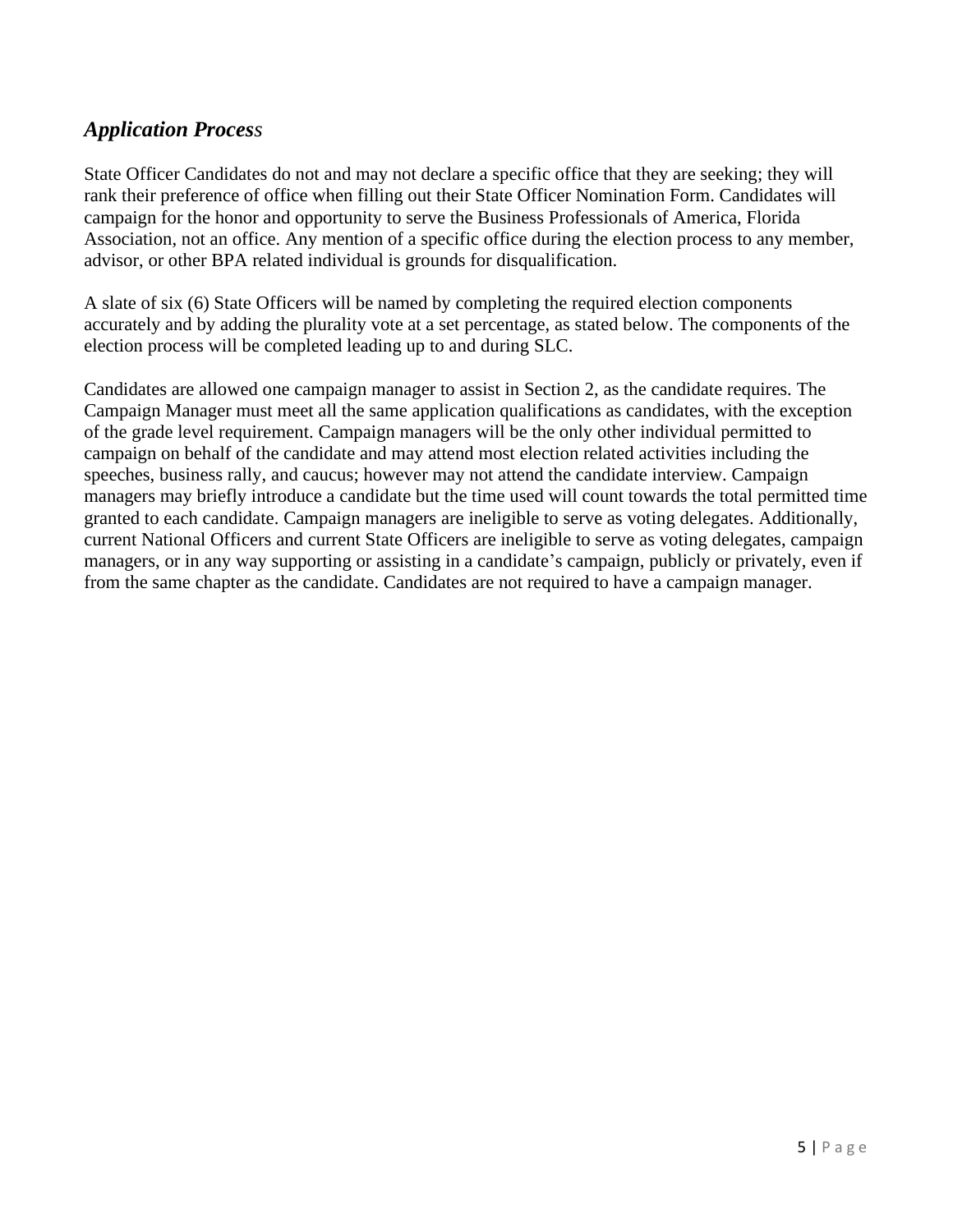## *Application Process*

State Officer Candidates do not and may not declare a specific office that they are seeking; they will rank their preference of office when filling out their State Officer Nomination Form. Candidates will campaign for the honor and opportunity to serve the Business Professionals of America, Florida Association, not an office. Any mention of a specific office during the election process to any member, advisor, or other BPA related individual is grounds for disqualification.

A slate of six (6) State Officers will be named by completing the required election components accurately and by adding the plurality vote at a set percentage, as stated below. The components of the election process will be completed leading up to and during SLC.

Candidates are allowed one campaign manager to assist in Section 2, as the candidate requires. The Campaign Manager must meet all the same application qualifications as candidates, with the exception of the grade level requirement. Campaign managers will be the only other individual permitted to campaign on behalf of the candidate and may attend most election related activities including the speeches, business rally, and caucus; however may not attend the candidate interview. Campaign managers may briefly introduce a candidate but the time used will count towards the total permitted time granted to each candidate. Campaign managers are ineligible to serve as voting delegates. Additionally, current National Officers and current State Officers are ineligible to serve as voting delegates, campaign managers, or in any way supporting or assisting in a candidate's campaign, publicly or privately, even if from the same chapter as the candidate. Candidates are not required to have a campaign manager.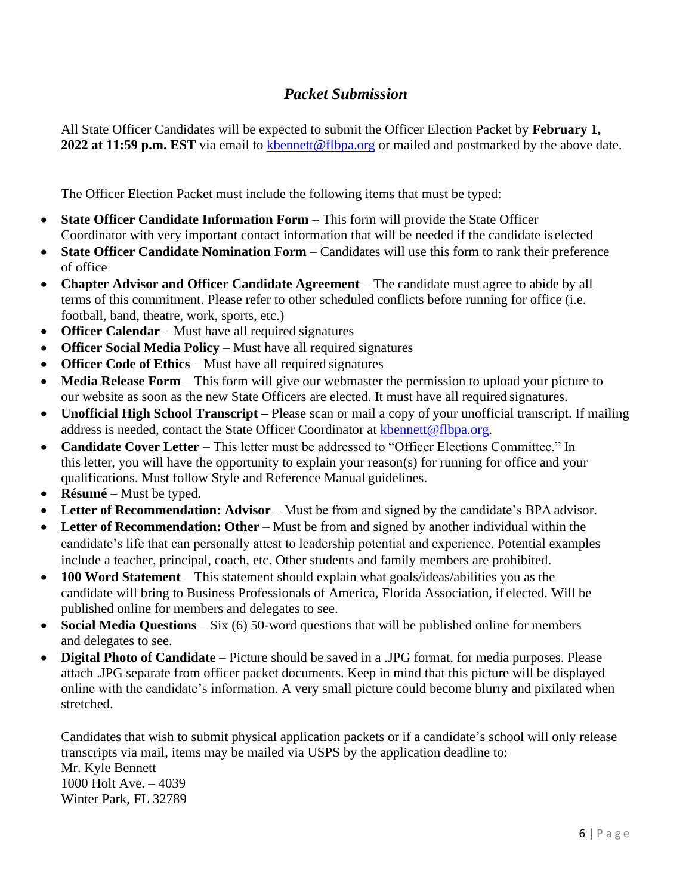## *Packet Submission*

All State Officer Candidates will be expected to submit the Officer Election Packet by **February 1, 2022 at 11:59 p.m. EST** via email to kbennett@flbpa.org or mailed and postmarked by the above date.

The Officer Election Packet must include the following items that must be typed:

- **State Officer Candidate Information Form** – This form will provide the State Officer Coordinator with very important contact information that will be needed if the candidate is elected
- **State Officer Candidate Nomination Form** – Candidates will use this form to rank their preference of office
- **Chapter Advisor and Officer Candidate Agreement** – The candidate must agree to abide by all terms of this commitment. Please refer to other scheduled conflicts before running for office (i.e. football, band, theatre, work, sports, etc.)
- **Officer Calendar** – Must have all required signatures
- **Officer Social Media Policy** – Must have all required signatures
- **Officer Code of Ethics** – Must have all required signatures
- **Media Release Form** – This form will give our webmaster the permission to upload your picture to our website as soon as the new State Officers are elected. It must have all required signatures.
- **Unofficial High School Transcript –** Please scan or mail a copy of your unofficial transcript. If mailing address is needed, contact the State Officer Coordinator at kbennett@flbpa.org.
- **Candidate Cover Letter** – This letter must be addressed to "Officer Elections Committee." In this letter, you will have the opportunity to explain your reason(s) for running for office and your qualifications. Must follow Style and Reference Manual guidelines.
- **Résumé** – Must be typed.
- **Letter of Recommendation: Advisor** – Must be from and signed by the candidate's BPA advisor.
- **Letter of Recommendation: Other** – Must be from and signed by another individual within the candidate's life that can personally attest to leadership potential and experience. Potential examples include a teacher, principal, coach, etc. Other students and family members are prohibited.
- **100 Word Statement** – This statement should explain what goals/ideas/abilities you as the candidate will bring to Business Professionals of America, Florida Association, if elected. Will be published online for members and delegates to see.
- **Social Media Questions** – Six (6) 50-word questions that will be published online for members and delegates to see.
- **Digital Photo of Candidate** – Picture should be saved in a .JPG format, for media purposes. Please attach .JPG separate from officer packet documents. Keep in mind that this picture will be displayed online with the candidate's information. A very small picture could become blurry and pixilated when stretched.

Candidates that wish to submit physical application packets or if a candidate's school will only release transcripts via mail, items may be mailed via USPS by the application deadline to:
Mr. Kyle Bennett
1000 Holt Ave. – 4039
Winter Park, FL 32789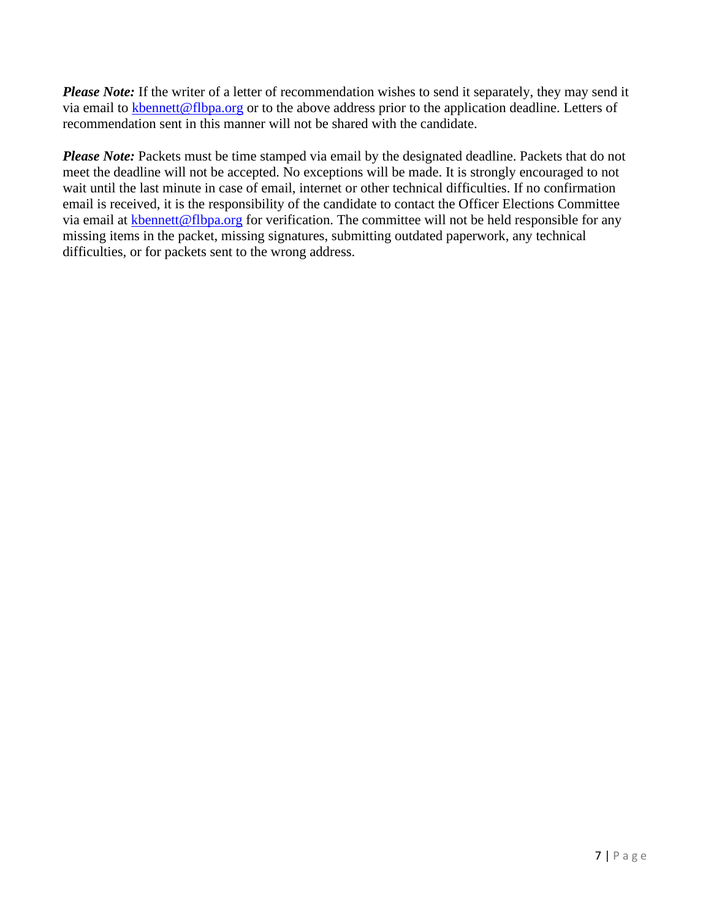***Please Note:*** If the writer of a letter of recommendation wishes to send it separately, they may send it via email to [kbennett@flbpa.org](mailto:kbennett@flbpa.org) or to the above address prior to the application deadline. Letters of recommendation sent in this manner will not be shared with the candidate.

***Please Note:*** Packets must be time stamped via email by the designated deadline. Packets that do not meet the deadline will not be accepted. No exceptions will be made. It is strongly encouraged to not wait until the last minute in case of email, internet or other technical difficulties. If no confirmation email is received, it is the responsibility of the candidate to contact the Officer Elections Committee via email at [kbennett@flbpa.org](mailto:kbennett@flbpa.org) for verification. The committee will not be held responsible for any missing items in the packet, missing signatures, submitting outdated paperwork, any technical difficulties, or for packets sent to the wrong address.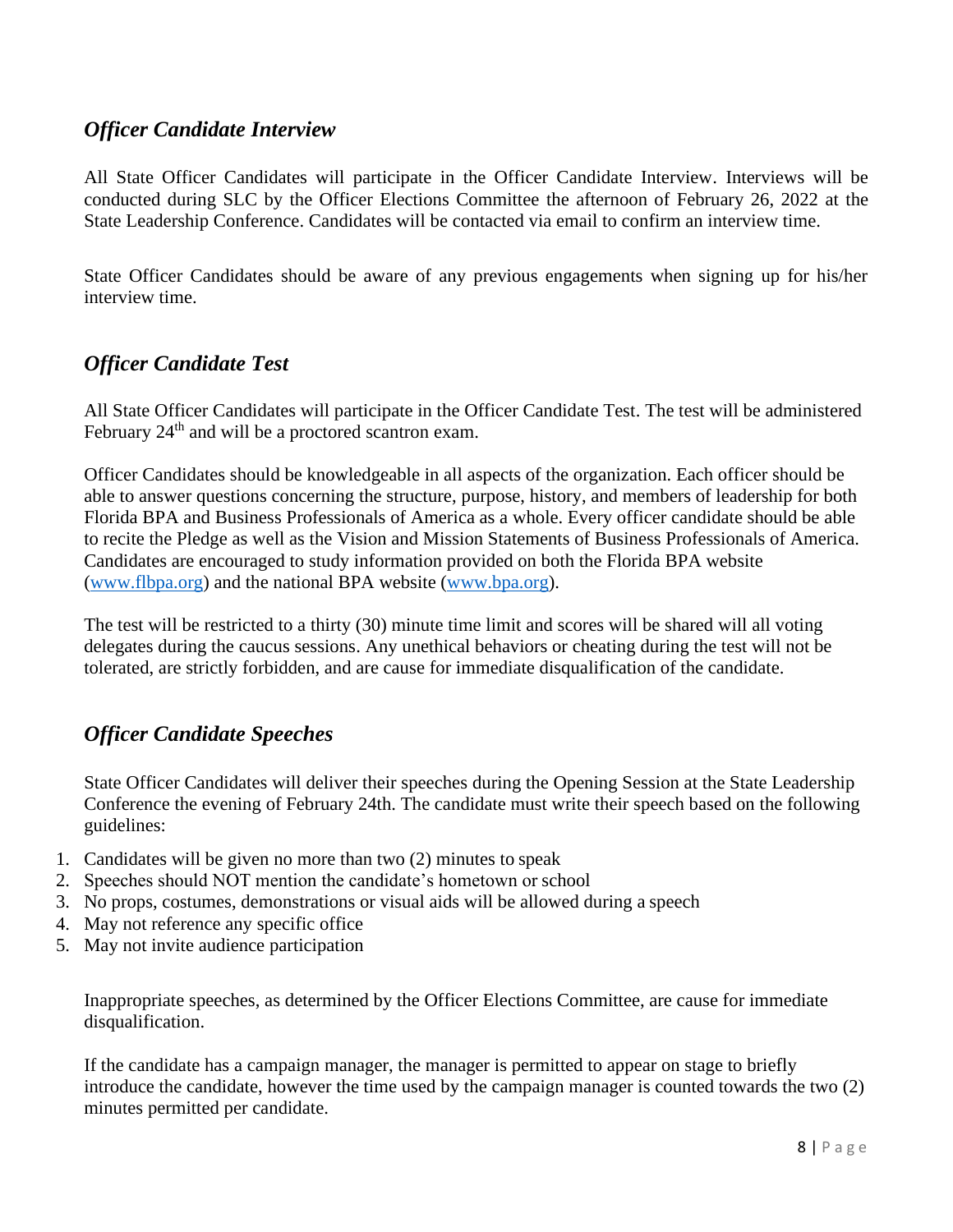## *Officer Candidate Interview*

All State Officer Candidates will participate in the Officer Candidate Interview. Interviews will be conducted during SLC by the Officer Elections Committee the afternoon of February 26, 2022 at the State Leadership Conference. Candidates will be contacted via email to confirm an interview time.

State Officer Candidates should be aware of any previous engagements when signing up for his/her interview time.

## *Officer Candidate Test*

All State Officer Candidates will participate in the Officer Candidate Test. The test will be administered February 24th and will be a proctored scantron exam.

Officer Candidates should be knowledgeable in all aspects of the organization. Each officer should be able to answer questions concerning the structure, purpose, history, and members of leadership for both Florida BPA and Business Professionals of America as a whole. Every officer candidate should be able to recite the Pledge as well as the Vision and Mission Statements of Business Professionals of America. Candidates are encouraged to study information provided on both the Florida BPA website (www.flbpa.org) and the national BPA website (www.bpa.org).

The test will be restricted to a thirty (30) minute time limit and scores will be shared will all voting delegates during the caucus sessions. Any unethical behaviors or cheating during the test will not be tolerated, are strictly forbidden, and are cause for immediate disqualification of the candidate.

## *Officer Candidate Speeches*

State Officer Candidates will deliver their speeches during the Opening Session at the State Leadership Conference the evening of February 24th. The candidate must write their speech based on the following guidelines:

1. Candidates will be given no more than two (2) minutes to speak
2. Speeches should NOT mention the candidate's hometown or school
3. No props, costumes, demonstrations or visual aids will be allowed during a speech
4. May not reference any specific office
5. May not invite audience participation

Inappropriate speeches, as determined by the Officer Elections Committee, are cause for immediate disqualification.

If the candidate has a campaign manager, the manager is permitted to appear on stage to briefly introduce the candidate, however the time used by the campaign manager is counted towards the two (2) minutes permitted per candidate.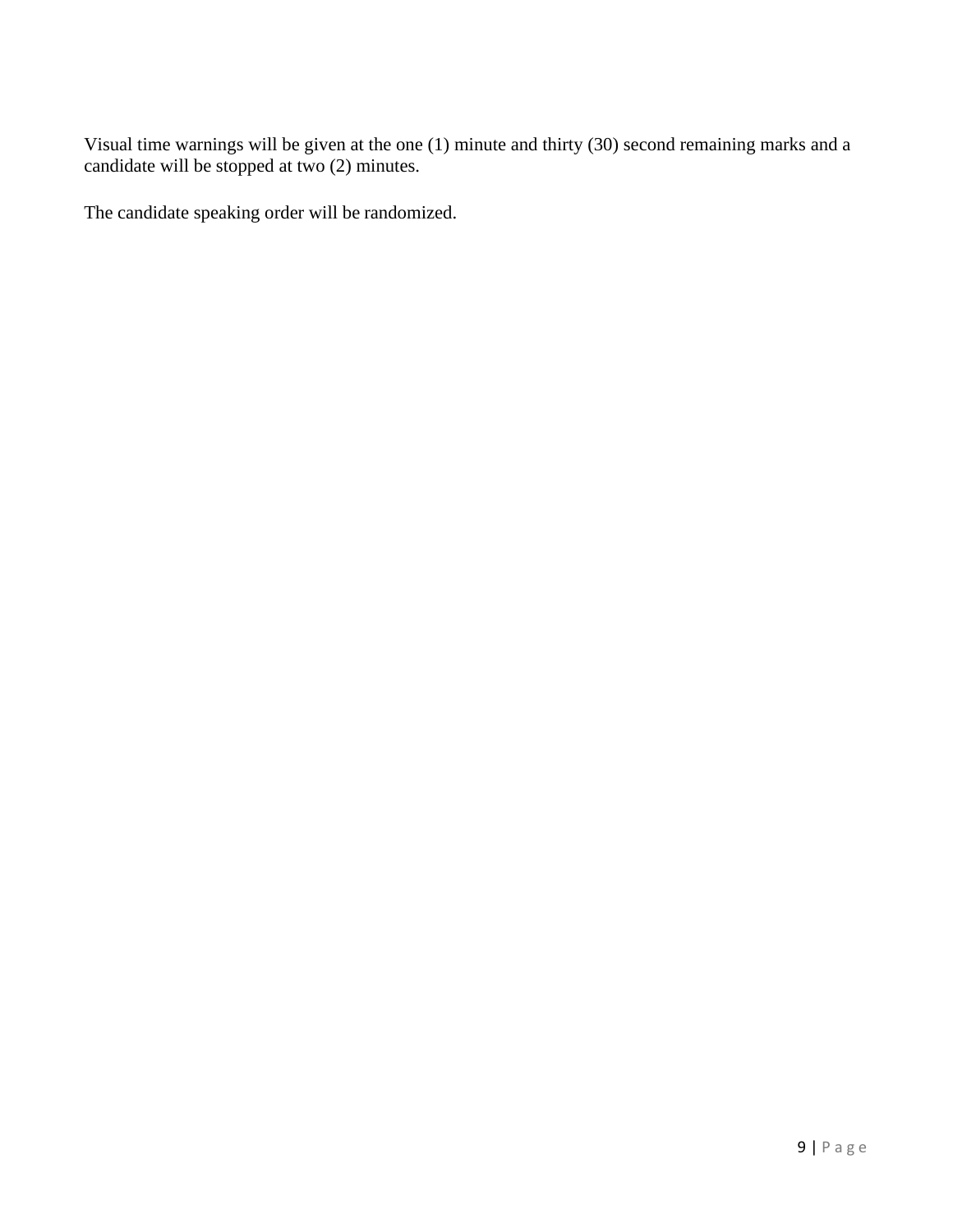Visual time warnings will be given at the one (1) minute and thirty (30) second remaining marks and a candidate will be stopped at two (2) minutes.

The candidate speaking order will be randomized.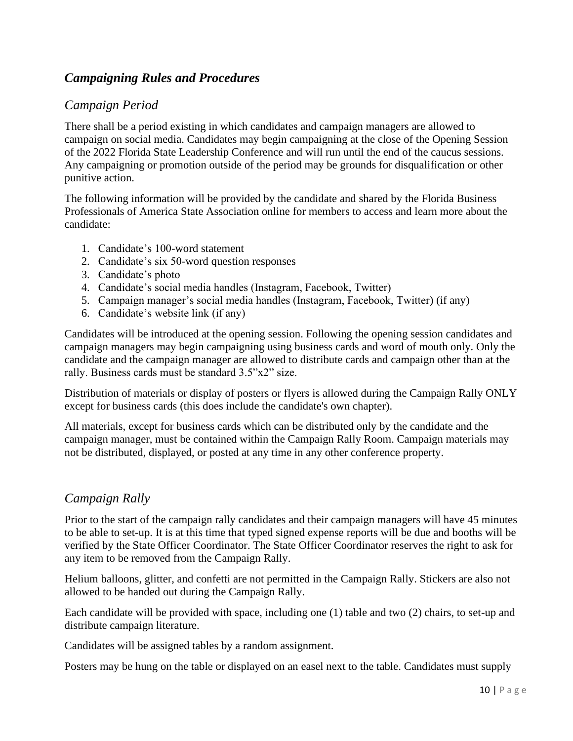## *Campaigning Rules and Procedures*

### *Campaign Period*

There shall be a period existing in which candidates and campaign managers are allowed to campaign on social media. Candidates may begin campaigning at the close of the Opening Session of the 2022 Florida State Leadership Conference and will run until the end of the caucus sessions. Any campaigning or promotion outside of the period may be grounds for disqualification or other punitive action.

The following information will be provided by the candidate and shared by the Florida Business Professionals of America State Association online for members to access and learn more about the candidate:

1. Candidate's 100-word statement
2. Candidate's six 50-word question responses
3. Candidate's photo
4. Candidate's social media handles (Instagram, Facebook, Twitter)
5. Campaign manager's social media handles (Instagram, Facebook, Twitter) (if any)
6. Candidate's website link (if any)

Candidates will be introduced at the opening session. Following the opening session candidates and campaign managers may begin campaigning using business cards and word of mouth only. Only the candidate and the campaign manager are allowed to distribute cards and campaign other than at the rally. Business cards must be standard 3.5"x2" size.

Distribution of materials or display of posters or flyers is allowed during the Campaign Rally ONLY except for business cards (this does include the candidate's own chapter).

All materials, except for business cards which can be distributed only by the candidate and the campaign manager, must be contained within the Campaign Rally Room. Campaign materials may not be distributed, displayed, or posted at any time in any other conference property.

### *Campaign Rally*

Prior to the start of the campaign rally candidates and their campaign managers will have 45 minutes to be able to set-up. It is at this time that typed signed expense reports will be due and booths will be verified by the State Officer Coordinator. The State Officer Coordinator reserves the right to ask for any item to be removed from the Campaign Rally.

Helium balloons, glitter, and confetti are not permitted in the Campaign Rally. Stickers are also not allowed to be handed out during the Campaign Rally.

Each candidate will be provided with space, including one (1) table and two (2) chairs, to set-up and distribute campaign literature.

Candidates will be assigned tables by a random assignment.

Posters may be hung on the table or displayed on an easel next to the table. Candidates must supply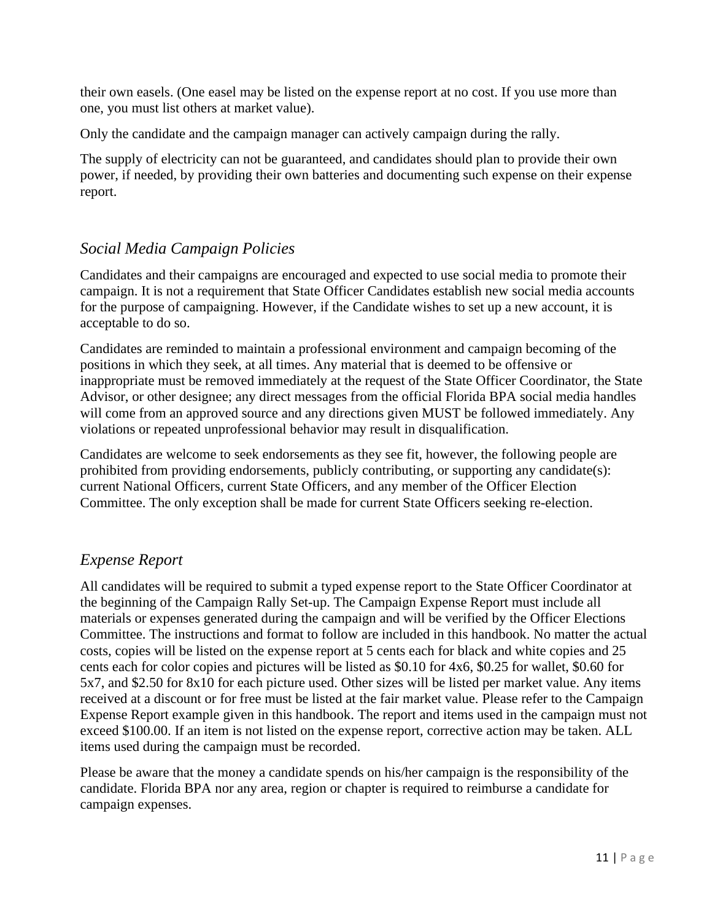their own easels. (One easel may be listed on the expense report at no cost. If you use more than one, you must list others at market value).

Only the candidate and the campaign manager can actively campaign during the rally.

The supply of electricity can not be guaranteed, and candidates should plan to provide their own power, if needed, by providing their own batteries and documenting such expense on their expense report.

## *Social Media Campaign Policies*

Candidates and their campaigns are encouraged and expected to use social media to promote their campaign. It is not a requirement that State Officer Candidates establish new social media accounts for the purpose of campaigning. However, if the Candidate wishes to set up a new account, it is acceptable to do so.

Candidates are reminded to maintain a professional environment and campaign becoming of the positions in which they seek, at all times. Any material that is deemed to be offensive or inappropriate must be removed immediately at the request of the State Officer Coordinator, the State Advisor, or other designee; any direct messages from the official Florida BPA social media handles will come from an approved source and any directions given MUST be followed immediately. Any violations or repeated unprofessional behavior may result in disqualification.

Candidates are welcome to seek endorsements as they see fit, however, the following people are prohibited from providing endorsements, publicly contributing, or supporting any candidate(s): current National Officers, current State Officers, and any member of the Officer Election Committee. The only exception shall be made for current State Officers seeking re-election.

## *Expense Report*

All candidates will be required to submit a typed expense report to the State Officer Coordinator at the beginning of the Campaign Rally Set-up. The Campaign Expense Report must include all materials or expenses generated during the campaign and will be verified by the Officer Elections Committee. The instructions and format to follow are included in this handbook. No matter the actual costs, copies will be listed on the expense report at 5 cents each for black and white copies and 25 cents each for color copies and pictures will be listed as $0.10 for 4x6, $0.25 for wallet, $0.60 for 5x7, and $2.50 for 8x10 for each picture used. Other sizes will be listed per market value. Any items received at a discount or for free must be listed at the fair market value. Please refer to the Campaign Expense Report example given in this handbook. The report and items used in the campaign must not exceed $100.00. If an item is not listed on the expense report, corrective action may be taken. ALL items used during the campaign must be recorded.

Please be aware that the money a candidate spends on his/her campaign is the responsibility of the candidate. Florida BPA nor any area, region or chapter is required to reimburse a candidate for campaign expenses.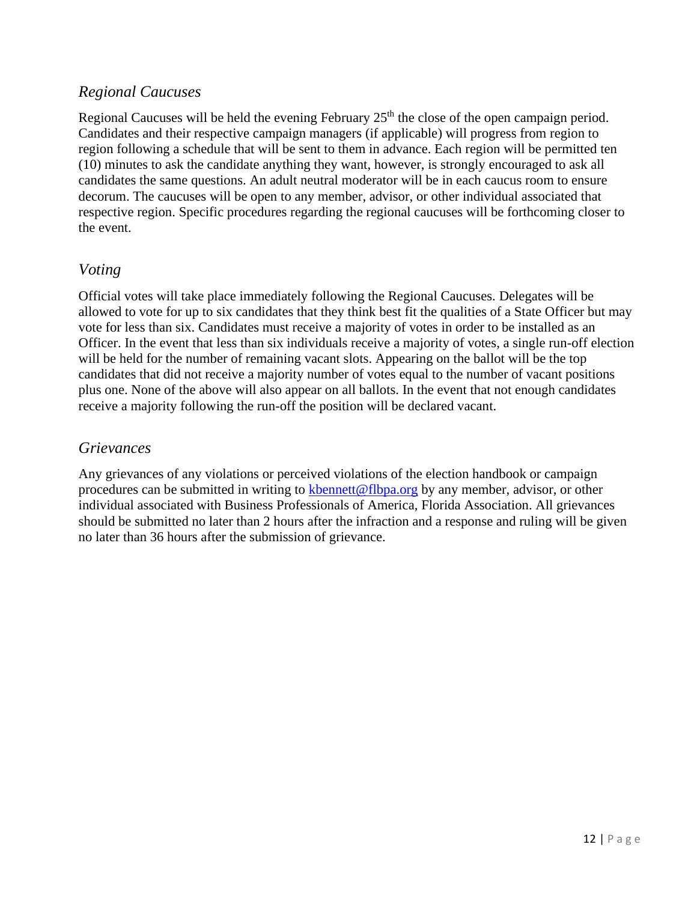## *Regional Caucuses*

Regional Caucuses will be held the evening February 25th the close of the open campaign period. Candidates and their respective campaign managers (if applicable) will progress from region to region following a schedule that will be sent to them in advance. Each region will be permitted ten (10) minutes to ask the candidate anything they want, however, is strongly encouraged to ask all candidates the same questions. An adult neutral moderator will be in each caucus room to ensure decorum. The caucuses will be open to any member, advisor, or other individual associated that respective region. Specific procedures regarding the regional caucuses will be forthcoming closer to the event.

## *Voting*

Official votes will take place immediately following the Regional Caucuses. Delegates will be allowed to vote for up to six candidates that they think best fit the qualities of a State Officer but may vote for less than six. Candidates must receive a majority of votes in order to be installed as an Officer. In the event that less than six individuals receive a majority of votes, a single run-off election will be held for the number of remaining vacant slots. Appearing on the ballot will be the top candidates that did not receive a majority number of votes equal to the number of vacant positions plus one. None of the above will also appear on all ballots. In the event that not enough candidates receive a majority following the run-off the position will be declared vacant.

## *Grievances*

Any grievances of any violations or perceived violations of the election handbook or campaign procedures can be submitted in writing to kbennett@flbpa.org by any member, advisor, or other individual associated with Business Professionals of America, Florida Association. All grievances should be submitted no later than 2 hours after the infraction and a response and ruling will be given no later than 36 hours after the submission of grievance.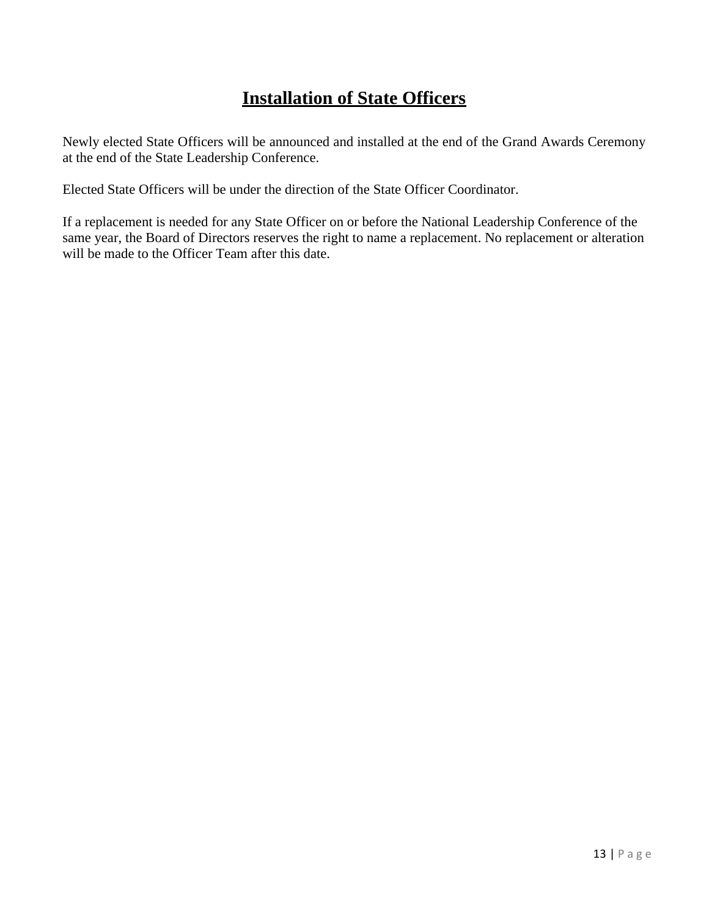# Installation of State Officers

Newly elected State Officers will be announced and installed at the end of the Grand Awards Ceremony at the end of the State Leadership Conference.

Elected State Officers will be under the direction of the State Officer Coordinator.

If a replacement is needed for any State Officer on or before the National Leadership Conference of the same year, the Board of Directors reserves the right to name a replacement. No replacement or alteration will be made to the Officer Team after this date.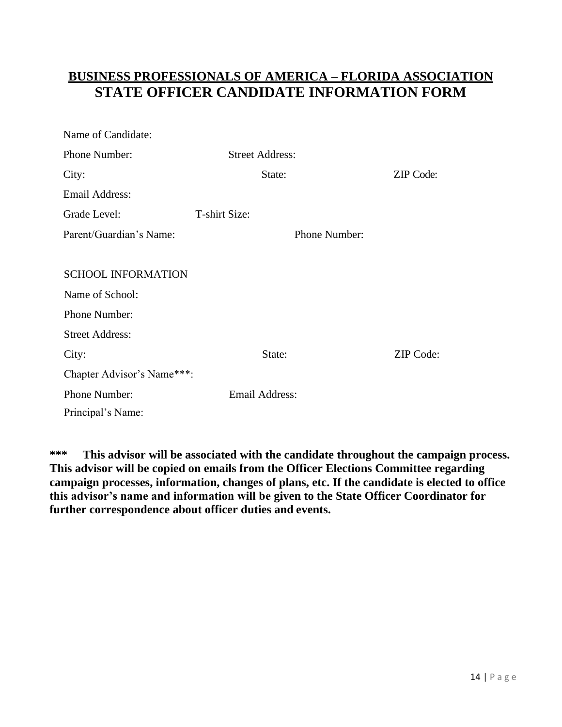# BUSINESS PROFESSIONALS OF AMERICA – FLORIDA ASSOCIATION
# STATE OFFICER CANDIDATE INFORMATION FORM

Name of Candidate:

Phone Number: Street Address:

City: State: ZIP Code:

Email Address:

Grade Level: T-shirt Size:

Parent/Guardian's Name: Phone Number:

SCHOOL INFORMATION

Name of School:

Phone Number:

Street Address:

City: State: ZIP Code:

Chapter Advisor's Name***:

Phone Number: Email Address:

Principal's Name:

**\*\*\* This advisor will be associated with the candidate throughout the campaign process. This advisor will be copied on emails from the Officer Elections Committee regarding campaign processes, information, changes of plans, etc. If the candidate is elected to office this advisor's name and information will be given to the State Officer Coordinator for further correspondence about officer duties and events.**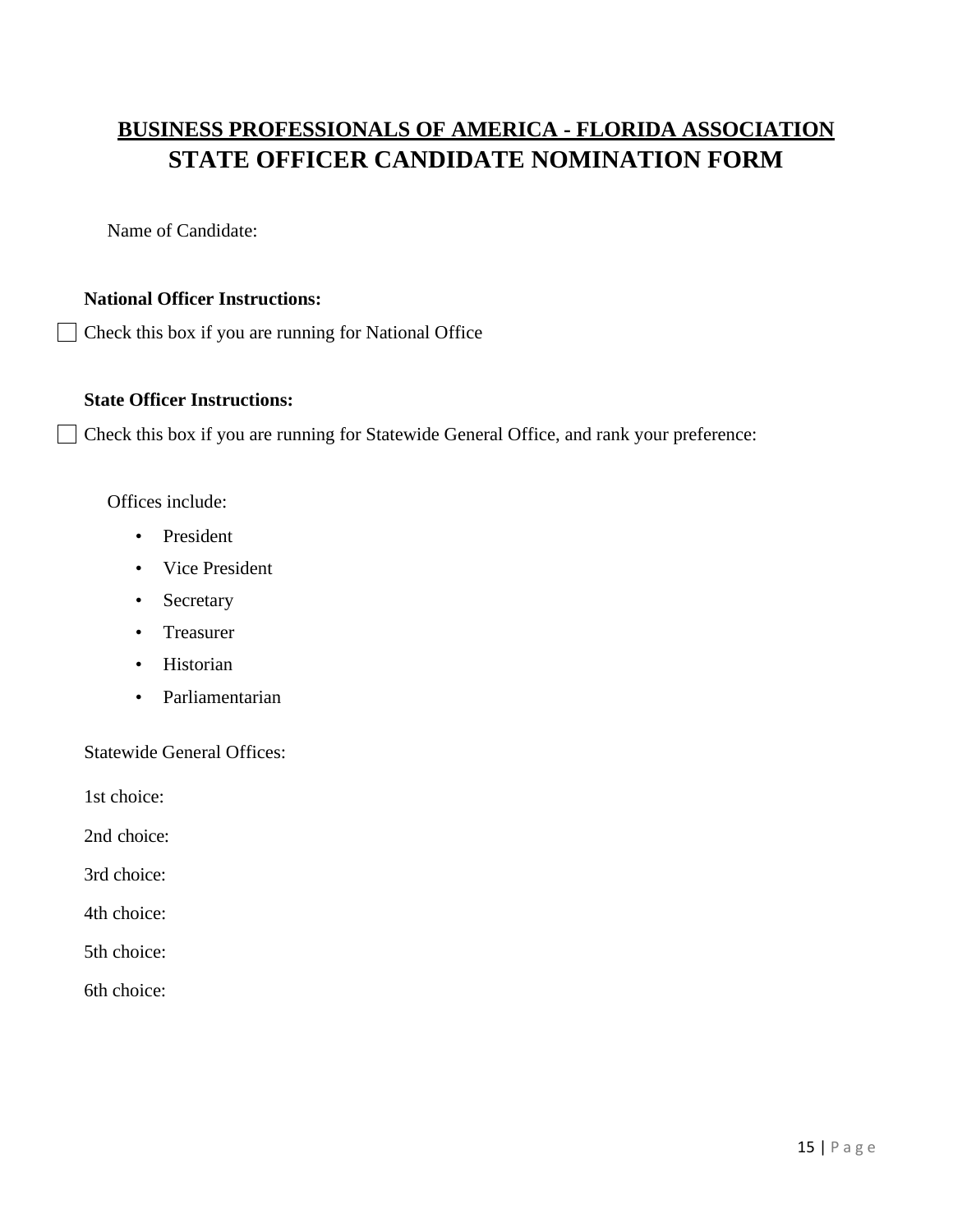# BUSINESS PROFESSIONALS OF AMERICA - FLORIDA ASSOCIATION

## STATE OFFICER CANDIDATE NOMINATION FORM

Name of Candidate:

**National Officer Instructions:**

☐ Check this box if you are running for National Office

**State Officer Instructions:**

☐ Check this box if you are running for Statewide General Office, and rank your preference:

Offices include:

- President
- Vice President
- Secretary
- Treasurer
- Historian
- Parliamentarian

Statewide General Offices:

1st choice:

2nd choice:

3rd choice:

4th choice:

5th choice:

6th choice: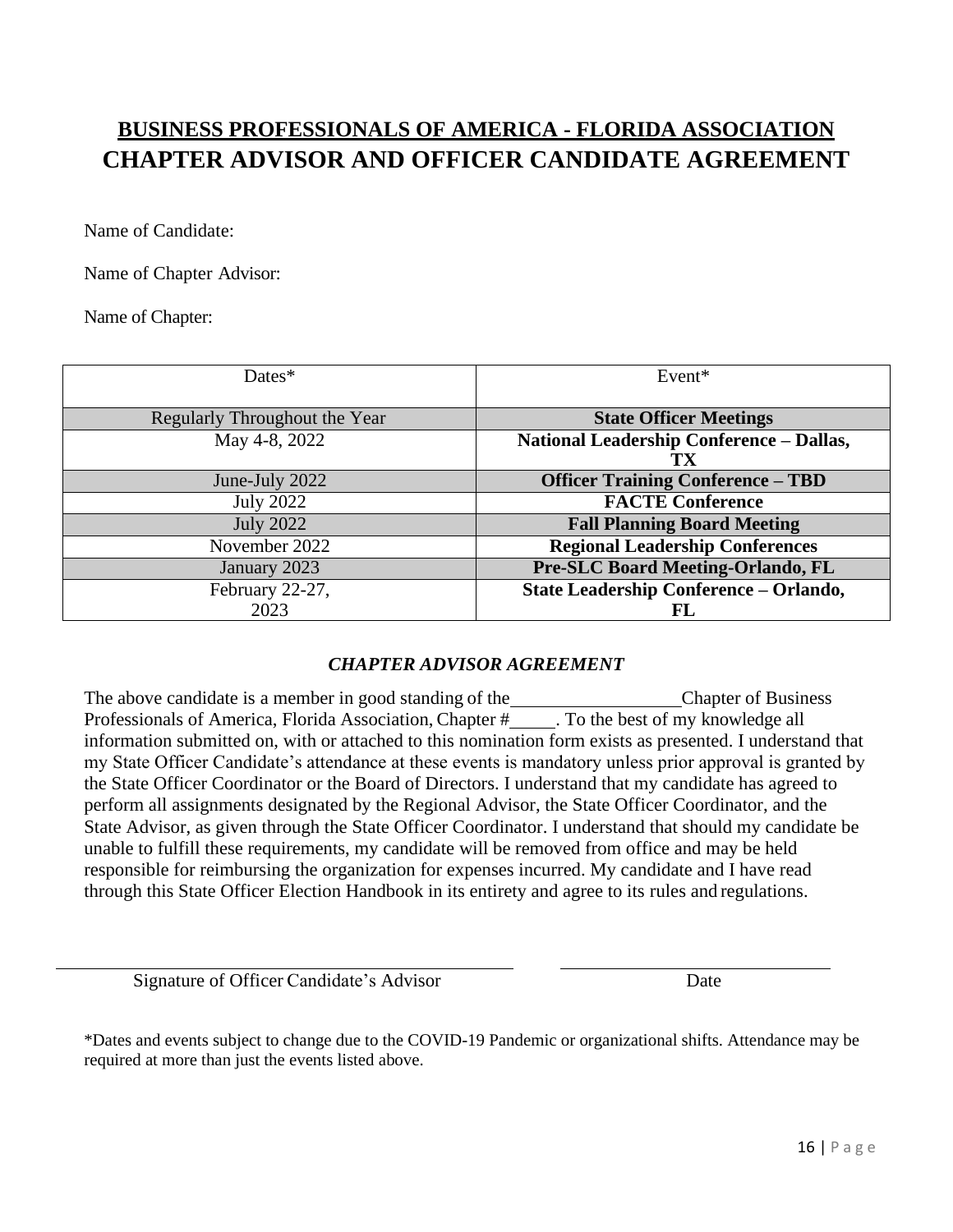# BUSINESS PROFESSIONALS OF AMERICA - FLORIDA ASSOCIATION
# CHAPTER ADVISOR AND OFFICER CANDIDATE AGREEMENT

Name of Candidate:

Name of Chapter Advisor:

Name of Chapter:

| Dates* | Event* |
|---|---|
| Regularly Throughout the Year | **State Officer Meetings** |
| May 4-8, 2022 | **National Leadership Conference – Dallas, TX** |
| June-July 2022 | **Officer Training Conference – TBD** |
| July 2022 | **FACTE Conference** |
| July 2022 | **Fall Planning Board Meeting** |
| November 2022 | **Regional Leadership Conferences** |
| January 2023 | **Pre-SLC Board Meeting-Orlando, FL** |
| February 22-27, 2023 | **State Leadership Conference – Orlando, FL** |

### *CHAPTER ADVISOR AGREEMENT*

The above candidate is a member in good standing of the__________________Chapter of Business Professionals of America, Florida Association, Chapter #_____. To the best of my knowledge all information submitted on, with or attached to this nomination form exists as presented. I understand that my State Officer Candidate's attendance at these events is mandatory unless prior approval is granted by the State Officer Coordinator or the Board of Directors. I understand that my candidate has agreed to perform all assignments designated by the Regional Advisor, the State Officer Coordinator, and the State Advisor, as given through the State Officer Coordinator. I understand that should my candidate be unable to fulfill these requirements, my candidate will be removed from office and may be held responsible for reimbursing the organization for expenses incurred. My candidate and I have read through this State Officer Election Handbook in its entirety and agree to its rules and regulations.

______________________________________________ ______________________________

Signature of Officer Candidate's Advisor Date

*Dates and events subject to change due to the COVID-19 Pandemic or organizational shifts. Attendance may be required at more than just the events listed above.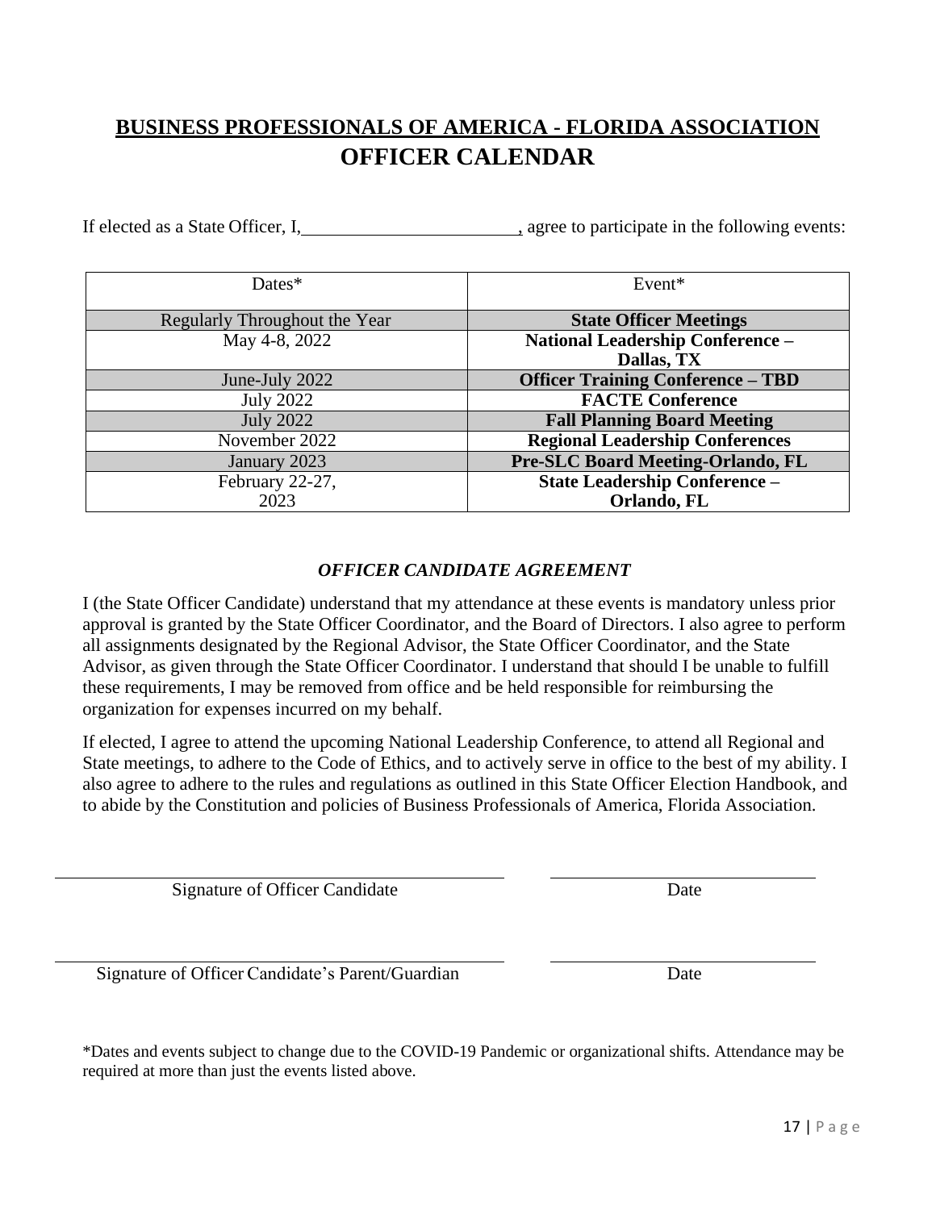# BUSINESS PROFESSIONALS OF AMERICA - FLORIDA ASSOCIATION

## OFFICER CALENDAR

If elected as a State Officer, I,________________________, agree to participate in the following events:

| Dates* | Event* |
|---|---|
| Regularly Throughout the Year | **State Officer Meetings** |
| May 4-8, 2022 | **National Leadership Conference – Dallas, TX** |
| June-July 2022 | **Officer Training Conference – TBD** |
| July 2022 | **FACTE Conference** |
| July 2022 | **Fall Planning Board Meeting** |
| November 2022 | **Regional Leadership Conferences** |
| January 2023 | **Pre-SLC Board Meeting-Orlando, FL** |
| February 22-27, 2023 | **State Leadership Conference – Orlando, FL** |

### *OFFICER CANDIDATE AGREEMENT*

I (the State Officer Candidate) understand that my attendance at these events is mandatory unless prior approval is granted by the State Officer Coordinator, and the Board of Directors. I also agree to perform all assignments designated by the Regional Advisor, the State Officer Coordinator, and the State Advisor, as given through the State Officer Coordinator. I understand that should I be unable to fulfill these requirements, I may be removed from office and be held responsible for reimbursing the organization for expenses incurred on my behalf.

If elected, I agree to attend the upcoming National Leadership Conference, to attend all Regional and State meetings, to adhere to the Code of Ethics, and to actively serve in office to the best of my ability. I also agree to adhere to the rules and regulations as outlined in this State Officer Election Handbook, and to abide by the Constitution and policies of Business Professionals of America, Florida Association.

______________________________________________ ________________________

Signature of Officer Candidate Date

______________________________________________ ________________________

Signature of Officer Candidate's Parent/Guardian Date

*Dates and events subject to change due to the COVID-19 Pandemic or organizational shifts. Attendance may be required at more than just the events listed above.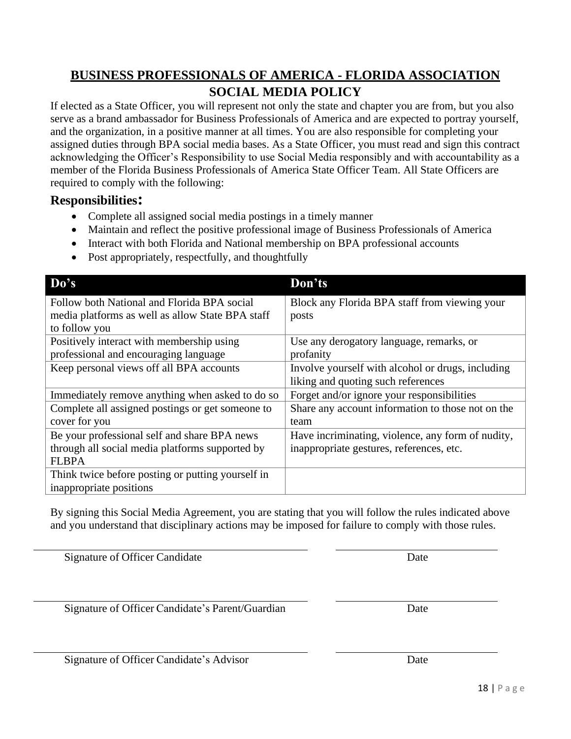# BUSINESS PROFESSIONALS OF AMERICA - FLORIDA ASSOCIATION

## SOCIAL MEDIA POLICY

If elected as a State Officer, you will represent not only the state and chapter you are from, but you also serve as a brand ambassador for Business Professionals of America and are expected to portray yourself, and the organization, in a positive manner at all times. You are also responsible for completing your assigned duties through BPA social media bases. As a State Officer, you must read and sign this contract acknowledging the Officer's Responsibility to use Social Media responsibly and with accountability as a member of the Florida Business Professionals of America State Officer Team. All State Officers are required to comply with the following:

### Responsibilities:

- Complete all assigned social media postings in a timely manner
- Maintain and reflect the positive professional image of Business Professionals of America
- Interact with both Florida and National membership on BPA professional accounts
- Post appropriately, respectfully, and thoughtfully

| Do's | Don'ts |
|---|---|
| Follow both National and Florida BPA social media platforms as well as allow State BPA staff to follow you | Block any Florida BPA staff from viewing your posts |
| Positively interact with membership using professional and encouraging language | Use any derogatory language, remarks, or profanity |
| Keep personal views off all BPA accounts | Involve yourself with alcohol or drugs, including liking and quoting such references |
| Immediately remove anything when asked to do so | Forget and/or ignore your responsibilities |
| Complete all assigned postings or get someone to cover for you | Share any account information to those not on the team |
| Be your professional self and share BPA news through all social media platforms supported by FLBPA | Have incriminating, violence, any form of nudity, inappropriate gestures, references, etc. |
| Think twice before posting or putting yourself in inappropriate positions | |

By signing this Social Media Agreement, you are stating that you will follow the rules indicated above and you understand that disciplinary actions may be imposed for failure to comply with those rules.

______________________________ ______________

Signature of Officer Candidate Date

______________________________ ______________

Signature of Officer Candidate's Parent/Guardian Date

______________________________ ______________

Signature of Officer Candidate's Advisor Date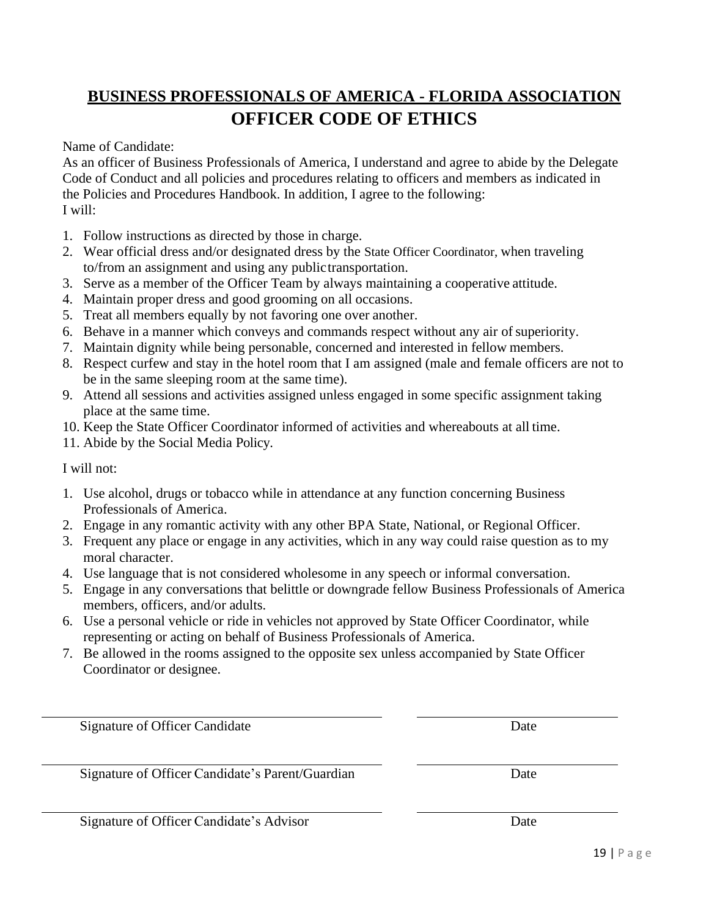## BUSINESS PROFESSIONALS OF AMERICA - FLORIDA ASSOCIATION

# OFFICER CODE OF ETHICS

Name of Candidate:

As an officer of Business Professionals of America, I understand and agree to abide by the Delegate Code of Conduct and all policies and procedures relating to officers and members as indicated in the Policies and Procedures Handbook. In addition, I agree to the following:

I will:

1. Follow instructions as directed by those in charge.
2. Wear official dress and/or designated dress by the State Officer Coordinator, when traveling to/from an assignment and using any public transportation.
3. Serve as a member of the Officer Team by always maintaining a cooperative attitude.
4. Maintain proper dress and good grooming on all occasions.
5. Treat all members equally by not favoring one over another.
6. Behave in a manner which conveys and commands respect without any air of superiority.
7. Maintain dignity while being personable, concerned and interested in fellow members.
8. Respect curfew and stay in the hotel room that I am assigned (male and female officers are not to be in the same sleeping room at the same time).
9. Attend all sessions and activities assigned unless engaged in some specific assignment taking place at the same time.
10. Keep the State Officer Coordinator informed of activities and whereabouts at all time.
11. Abide by the Social Media Policy.

I will not:

1. Use alcohol, drugs or tobacco while in attendance at any function concerning Business Professionals of America.
2. Engage in any romantic activity with any other BPA State, National, or Regional Officer.
3. Frequent any place or engage in any activities, which in any way could raise question as to my moral character.
4. Use language that is not considered wholesome in any speech or informal conversation.
5. Engage in any conversations that belittle or downgrade fellow Business Professionals of America members, officers, and/or adults.
6. Use a personal vehicle or ride in vehicles not approved by State Officer Coordinator, while representing or acting on behalf of Business Professionals of America.
7. Be allowed in the rooms assigned to the opposite sex unless accompanied by State Officer Coordinator or designee.

| | |
|---|---|
| Signature of Officer Candidate | Date |
| Signature of Officer Candidate's Parent/Guardian | Date |
| Signature of Officer Candidate's Advisor | Date |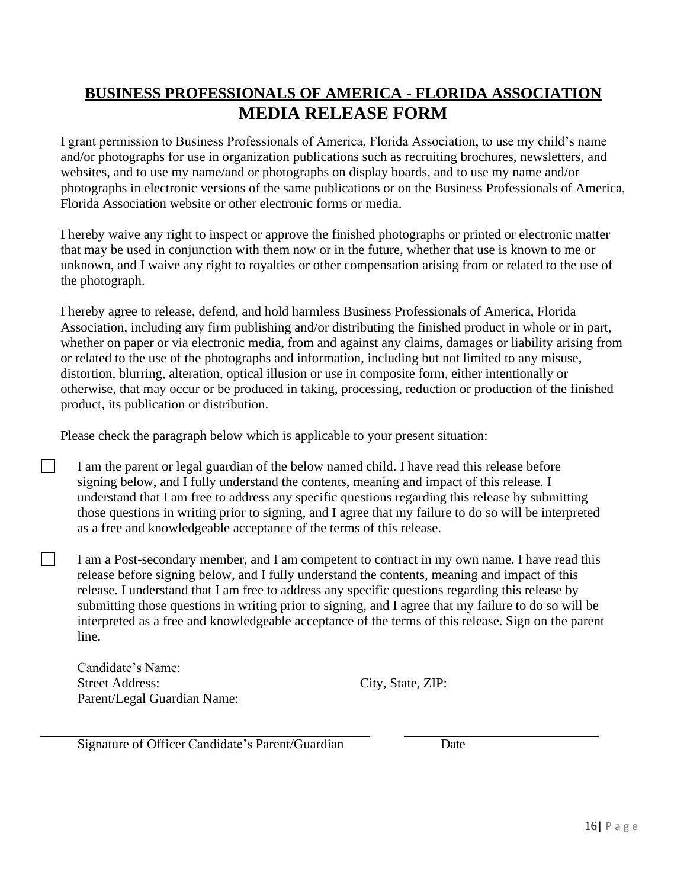# BUSINESS PROFESSIONALS OF AMERICA - FLORIDA ASSOCIATION

## MEDIA RELEASE FORM

I grant permission to Business Professionals of America, Florida Association, to use my child's name and/or photographs for use in organization publications such as recruiting brochures, newsletters, and websites, and to use my name/and or photographs on display boards, and to use my name and/or photographs in electronic versions of the same publications or on the Business Professionals of America, Florida Association website or other electronic forms or media.

I hereby waive any right to inspect or approve the finished photographs or printed or electronic matter that may be used in conjunction with them now or in the future, whether that use is known to me or unknown, and I waive any right to royalties or other compensation arising from or related to the use of the photograph.

I hereby agree to release, defend, and hold harmless Business Professionals of America, Florida Association, including any firm publishing and/or distributing the finished product in whole or in part, whether on paper or via electronic media, from and against any claims, damages or liability arising from or related to the use of the photographs and information, including but not limited to any misuse, distortion, blurring, alteration, optical illusion or use in composite form, either intentionally or otherwise, that may occur or be produced in taking, processing, reduction or production of the finished product, its publication or distribution.

Please check the paragraph below which is applicable to your present situation:

☐ I am the parent or legal guardian of the below named child. I have read this release before signing below, and I fully understand the contents, meaning and impact of this release. I understand that I am free to address any specific questions regarding this release by submitting those questions in writing prior to signing, and I agree that my failure to do so will be interpreted as a free and knowledgeable acceptance of the terms of this release.

☐ I am a Post-secondary member, and I am competent to contract in my own name. I have read this release before signing below, and I fully understand the contents, meaning and impact of this release. I understand that I am free to address any specific questions regarding this release by submitting those questions in writing prior to signing, and I agree that my failure to do so will be interpreted as a free and knowledgeable acceptance of the terms of this release. Sign on the parent line.

Candidate's Name:
Street Address: City, State, ZIP:
Parent/Legal Guardian Name:

\_\_\_\_\_\_\_\_\_\_\_\_\_\_\_\_\_\_\_\_\_\_\_\_\_\_\_\_\_\_\_\_\_\_\_\_\_\_\_\_ \_\_\_\_\_\_\_\_\_\_\_\_\_\_\_\_\_\_\_\_\_\_\_\_

Signature of Officer Candidate's Parent/Guardian Date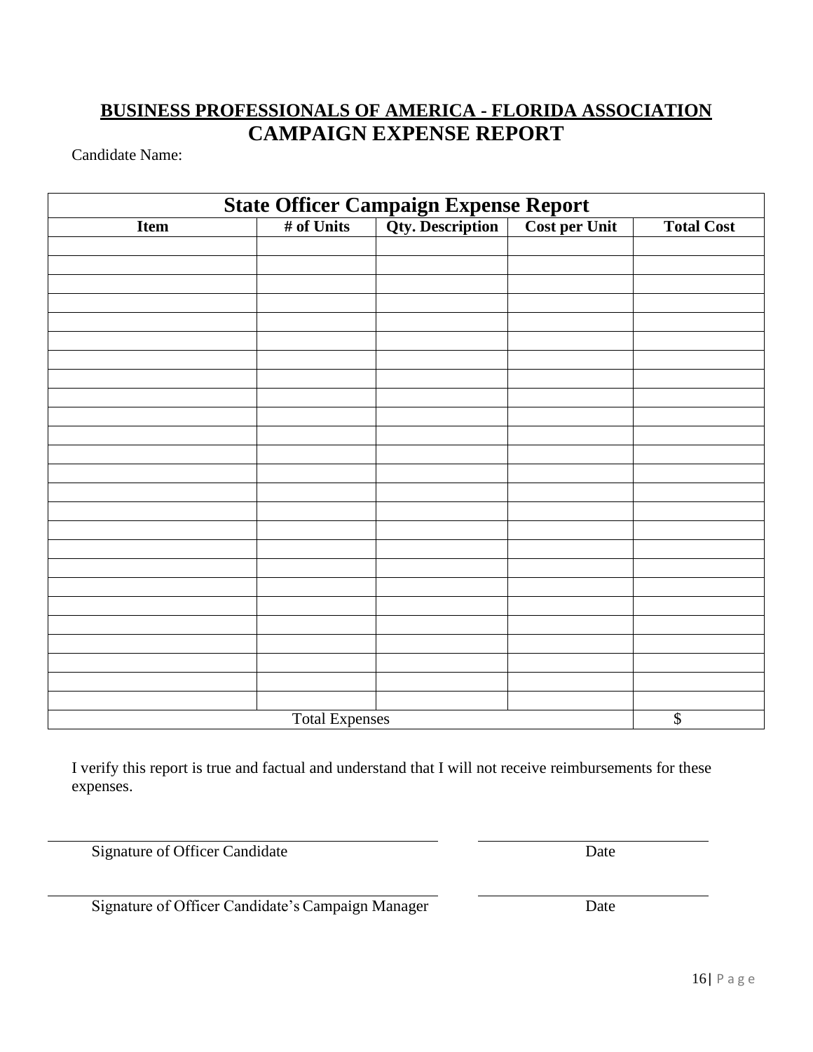## BUSINESS PROFESSIONALS OF AMERICA - FLORIDA ASSOCIATION

## CAMPAIGN EXPENSE REPORT

Candidate Name:

| State Officer Campaign Expense Report | | | | |
|---|---|---|---|---|
| **Item** | **# of Units** | **Qty. Description** | **Cost per Unit** | **Total Cost** |
| | | | | |
| | | | | |
| | | | | |
| | | | | |
| | | | | |
| | | | | |
| | | | | |
| | | | | |
| | | | | |
| | | | | |
| | | | | |
| | | | | |
| | | | | |
| | | | | |
| | | | | |
| | | | | |
| | | | | |
| | | | | |
| | | | | |
| | | | | |
| | | | | |
| | | | | |
| | | | | |
| | | | | |
| | | | | |
| Total Expenses | | | | $ |

I verify this report is true and factual and understand that I will not receive reimbursements for these expenses.

\_\_\_\_\_\_\_\_\_\_\_\_\_\_\_\_\_\_\_\_\_\_\_\_\_\_\_\_\_\_\_\_\_\_\_\_\_\_\_\_ \_\_\_\_\_\_\_\_\_\_\_\_\_\_\_\_\_\_\_\_\_\_\_\_

Signature of Officer Candidate Date

\_\_\_\_\_\_\_\_\_\_\_\_\_\_\_\_\_\_\_\_\_\_\_\_\_\_\_\_\_\_\_\_\_\_\_\_\_\_\_\_ \_\_\_\_\_\_\_\_\_\_\_\_\_\_\_\_\_\_\_\_\_\_\_\_

Signature of Officer Candidate's Campaign Manager Date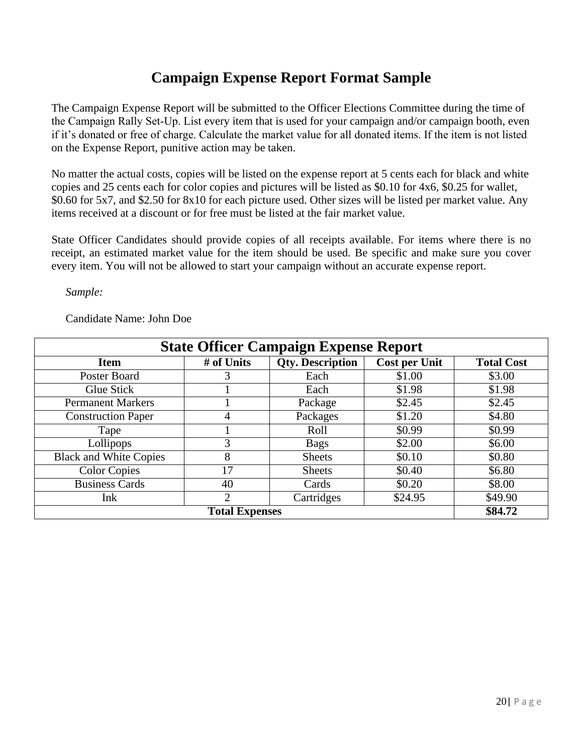# Campaign Expense Report Format Sample

The Campaign Expense Report will be submitted to the Officer Elections Committee during the time of the Campaign Rally Set-Up. List every item that is used for your campaign and/or campaign booth, even if it's donated or free of charge. Calculate the market value for all donated items. If the item is not listed on the Expense Report, punitive action may be taken.

No matter the actual costs, copies will be listed on the expense report at 5 cents each for black and white copies and 25 cents each for color copies and pictures will be listed as $0.10 for 4x6, $0.25 for wallet, $0.60 for 5x7, and $2.50 for 8x10 for each picture used. Other sizes will be listed per market value. Any items received at a discount or for free must be listed at the fair market value.

State Officer Candidates should provide copies of all receipts available. For items where there is no receipt, an estimated market value for the item should be used. Be specific and make sure you cover every item. You will not be allowed to start your campaign without an accurate expense report.

*Sample:*

Candidate Name: John Doe

| **State Officer Campaign Expense Report** | | | | |
|---|---|---|---|---|
| **Item** | **# of Units** | **Qty. Description** | **Cost per Unit** | **Total Cost** |
| Poster Board | 3 | Each | $1.00 | $3.00 |
| Glue Stick | 1 | Each | $1.98 | $1.98 |
| Permanent Markers | 1 | Package | $2.45 | $2.45 |
| Construction Paper | 4 | Packages | $1.20 | $4.80 |
| Tape | 1 | Roll | $0.99 | $0.99 |
| Lollipops | 3 | Bags | $2.00 | $6.00 |
| Black and White Copies | 8 | Sheets | $0.10 | $0.80 |
| Color Copies | 17 | Sheets | $0.40 | $6.80 |
| Business Cards | 40 | Cards | $0.20 | $8.00 |
| Ink | 2 | Cartridges | $24.95 | $49.90 |
| **Total Expenses** | | | | **$84.72** |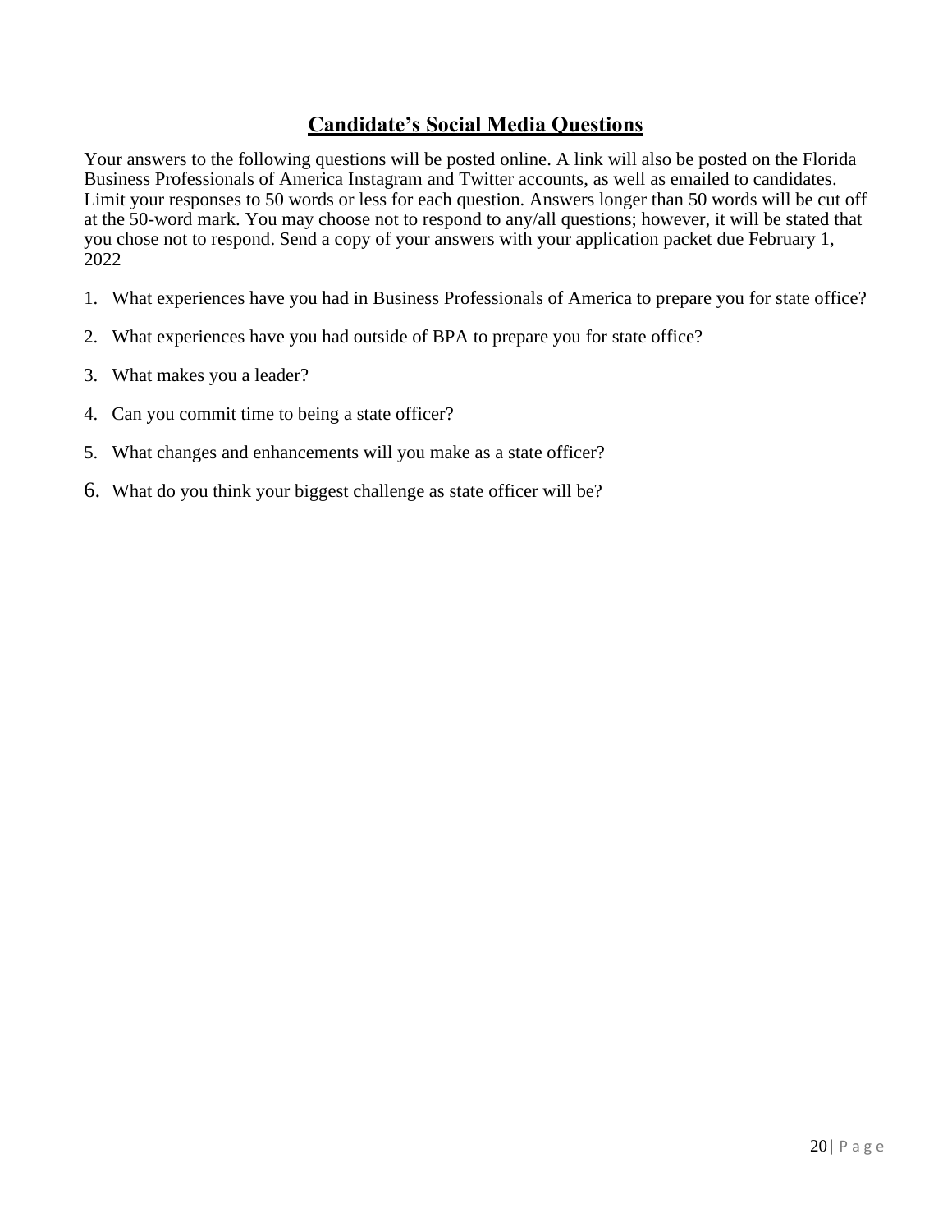# Candidate's Social Media Questions

Your answers to the following questions will be posted online. A link will also be posted on the Florida Business Professionals of America Instagram and Twitter accounts, as well as emailed to candidates. Limit your responses to 50 words or less for each question. Answers longer than 50 words will be cut off at the 50-word mark. You may choose not to respond to any/all questions; however, it will be stated that you chose not to respond. Send a copy of your answers with your application packet due February 1, 2022

1. What experiences have you had in Business Professionals of America to prepare you for state office?
2. What experiences have you had outside of BPA to prepare you for state office?
3. What makes you a leader?
4. Can you commit time to being a state officer?
5. What changes and enhancements will you make as a state officer?
6. What do you think your biggest challenge as state officer will be?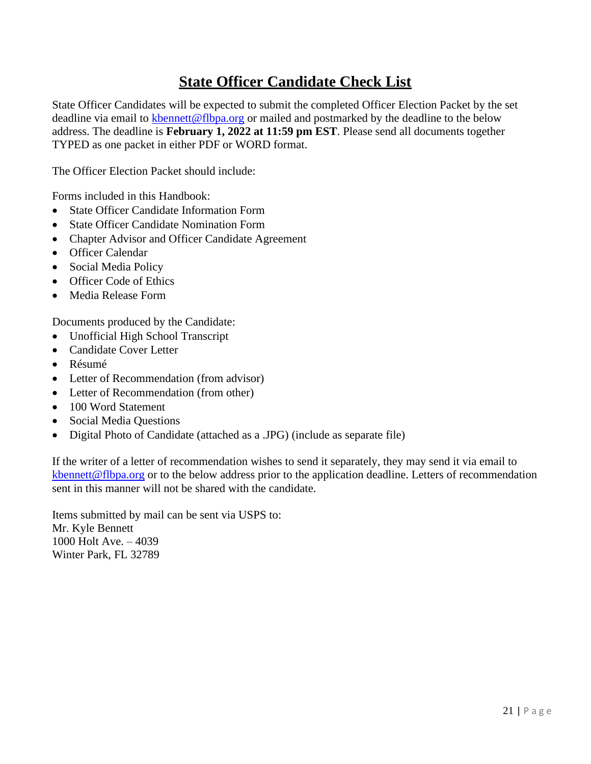# State Officer Candidate Check List

State Officer Candidates will be expected to submit the completed Officer Election Packet by the set deadline via email to kbennett@flbpa.org or mailed and postmarked by the deadline to the below address. The deadline is **February 1, 2022 at 11:59 pm EST**. Please send all documents together TYPED as one packet in either PDF or WORD format.

The Officer Election Packet should include:

Forms included in this Handbook:

- State Officer Candidate Information Form
- State Officer Candidate Nomination Form
- Chapter Advisor and Officer Candidate Agreement
- Officer Calendar
- Social Media Policy
- Officer Code of Ethics
- Media Release Form

Documents produced by the Candidate:

- Unofficial High School Transcript
- Candidate Cover Letter
- Résumé
- Letter of Recommendation (from advisor)
- Letter of Recommendation (from other)
- 100 Word Statement
- Social Media Questions
- Digital Photo of Candidate (attached as a .JPG) (include as separate file)

If the writer of a letter of recommendation wishes to send it separately, they may send it via email to kbennett@flbpa.org or to the below address prior to the application deadline. Letters of recommendation sent in this manner will not be shared with the candidate.

Items submitted by mail can be sent via USPS to:
Mr. Kyle Bennett
1000 Holt Ave. – 4039
Winter Park, FL 32789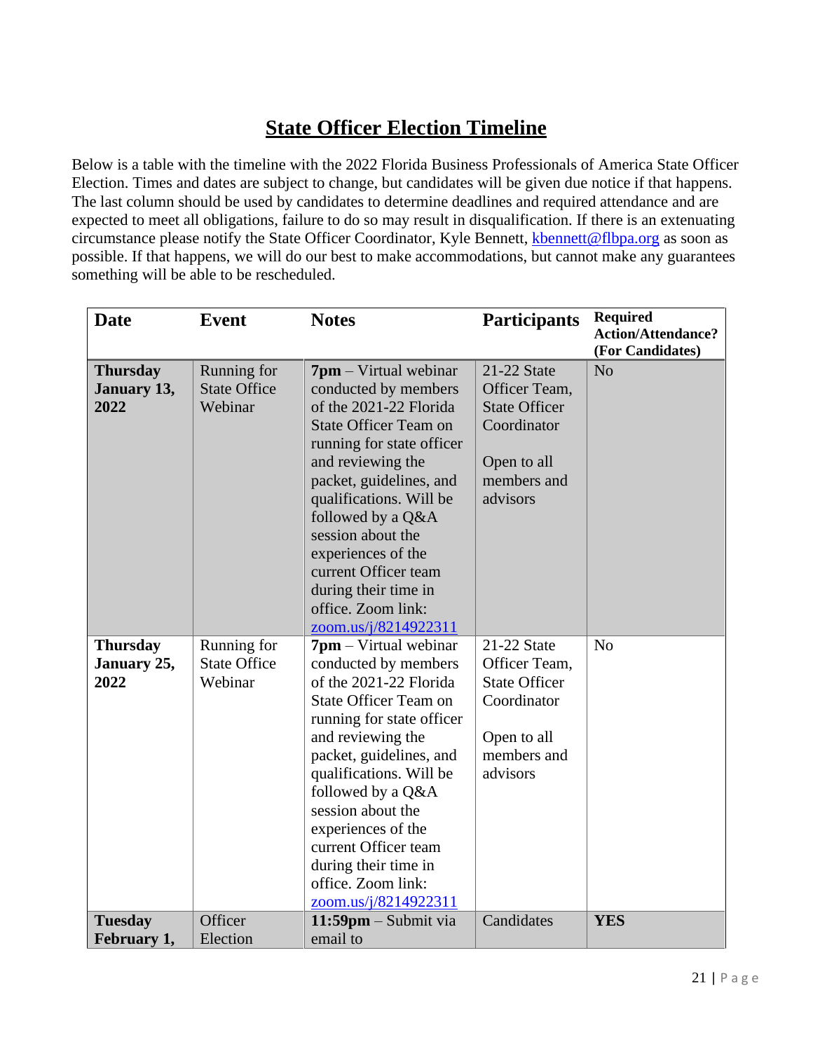# State Officer Election Timeline

Below is a table with the timeline with the 2022 Florida Business Professionals of America State Officer Election. Times and dates are subject to change, but candidates will be given due notice if that happens. The last column should be used by candidates to determine deadlines and required attendance and are expected to meet all obligations, failure to do so may result in disqualification. If there is an extenuating circumstance please notify the State Officer Coordinator, Kyle Bennett, kbennett@flbpa.org as soon as possible. If that happens, we will do our best to make accommodations, but cannot make any guarantees something will be able to be rescheduled.

| Date | Event | Notes | Participants | Required Action/Attendance? (For Candidates) |
|---|---|---|---|---|
| **Thursday January 13, 2022** | Running for State Office Webinar | **7pm** – Virtual webinar conducted by members of the 2021-22 Florida State Officer Team on running for state officer and reviewing the packet, guidelines, and qualifications. Will be followed by a Q&A session about the experiences of the current Officer team during their time in office. Zoom link: zoom.us/j/8214922311 | 21-22 State Officer Team, State Officer Coordinator<br><br>Open to all members and advisors | No |
| **Thursday January 25, 2022** | Running for State Office Webinar | **7pm** – Virtual webinar conducted by members of the 2021-22 Florida State Officer Team on running for state officer and reviewing the packet, guidelines, and qualifications. Will be followed by a Q&A session about the experiences of the current Officer team during their time in office. Zoom link: zoom.us/j/8214922311 | 21-22 State Officer Team, State Officer Coordinator<br><br>Open to all members and advisors | No |
| **Tuesday February 1,** | Officer Election | **11:59pm** – Submit via email to | Candidates | **YES** |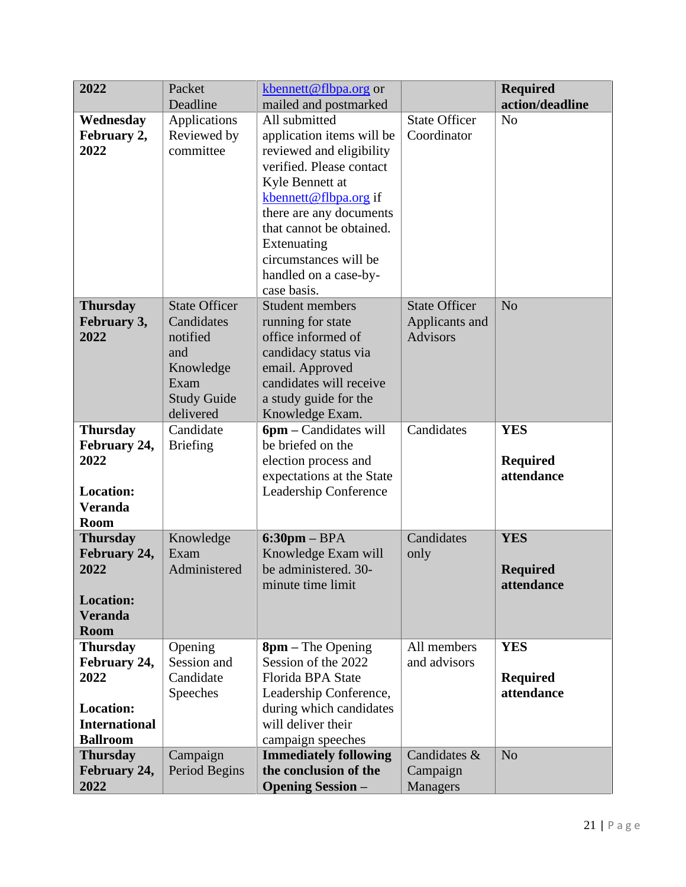| 2022 | Packet Deadline | kbennett@flbpa.org or mailed and postmarked | | **Required action/deadline** |
|---|---|---|---|---|
| **Wednesday February 2, 2022** | Applications Reviewed by committee | All submitted application items will be reviewed and eligibility verified. Please contact Kyle Bennett at kbennett@flbpa.org if there are any documents that cannot be obtained. Extenuating circumstances will be handled on a case-by-case basis. | State Officer Coordinator | No |
| **Thursday February 3, 2022** | State Officer Candidates notified and Knowledge Exam Study Guide delivered | Student members running for state office informed of candidacy status via email. Approved candidates will receive a study guide for the Knowledge Exam. | State Officer Applicants and Advisors | No |
| **Thursday February 24, 2022**<br><br>**Location: Veranda Room** | Candidate Briefing | **6pm –** Candidates will be briefed on the election process and expectations at the State Leadership Conference | Candidates | **YES**<br><br>**Required attendance** |
| **Thursday February 24, 2022**<br><br>**Location: Veranda Room** | Knowledge Exam Administered | **6:30pm –** BPA Knowledge Exam will be administered. 30-minute time limit | Candidates only | **YES**<br><br>**Required attendance** |
| **Thursday February 24, 2022**<br><br>**Location: International Ballroom** | Opening Session and Candidate Speeches | **8pm –** The Opening Session of the 2022 Florida BPA State Leadership Conference, during which candidates will deliver their campaign speeches | All members and advisors | **YES**<br><br>**Required attendance** |
| **Thursday February 24, 2022** | Campaign Period Begins | **Immediately following the conclusion of the Opening Session –** | Candidates & Campaign Managers | No |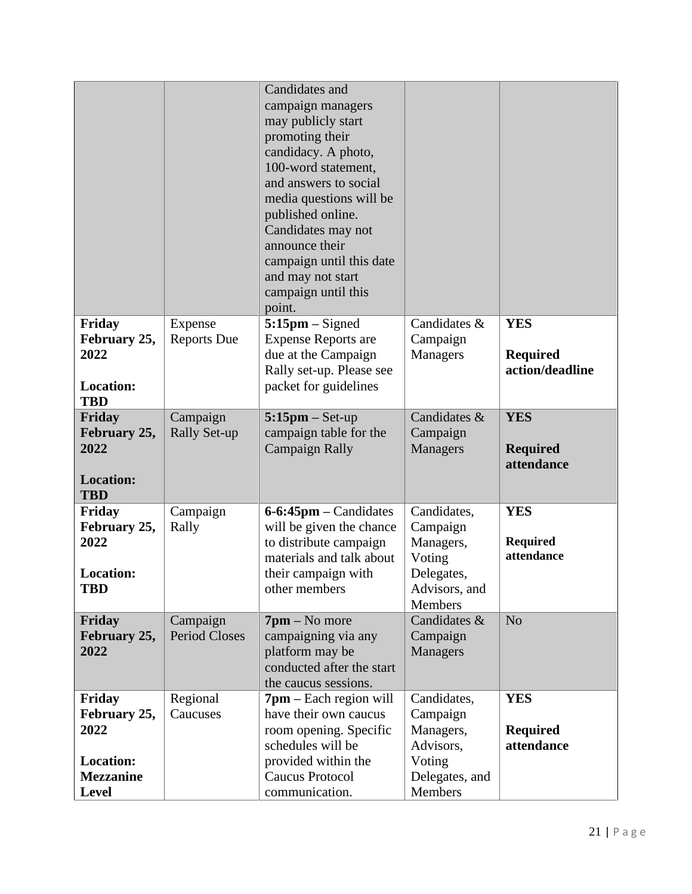| | | | | |
|---|---|---|---|---|
| | | Candidates and campaign managers may publicly start promoting their candidacy. A photo, 100-word statement, and answers to social media questions will be published online. Candidates may not announce their campaign until this date and may not start campaign until this point. | | |
| **Friday February 25, 2022**<br><br>**Location: TBD** | Expense Reports Due | **5:15pm** – Signed Expense Reports are due at the Campaign Rally set-up. Please see packet for guidelines | Candidates & Campaign Managers | **YES**<br><br>**Required action/deadline** |
| **Friday February 25, 2022**<br><br>**Location: TBD** | Campaign Rally Set-up | **5:15pm** – Set-up campaign table for the Campaign Rally | Candidates & Campaign Managers | **YES**<br><br>**Required attendance** |
| **Friday February 25, 2022**<br><br>**Location: TBD** | Campaign Rally | **6-6:45pm** – Candidates will be given the chance to distribute campaign materials and talk about their campaign with other members | Candidates, Campaign Managers, Voting Delegates, Advisors, and Members | **YES**<br><br>**Required attendance** |
| **Friday February 25, 2022** | Campaign Period Closes | **7pm** – No more campaigning via any platform may be conducted after the start the caucus sessions. | Candidates & Campaign Managers | No |
| **Friday February 25, 2022**<br><br>**Location: Mezzanine Level** | Regional Caucuses | **7pm** – Each region will have their own caucus room opening. Specific schedules will be provided within the Caucus Protocol communication. | Candidates, Campaign Managers, Advisors, Voting Delegates, and Members | **YES**<br><br>**Required attendance** |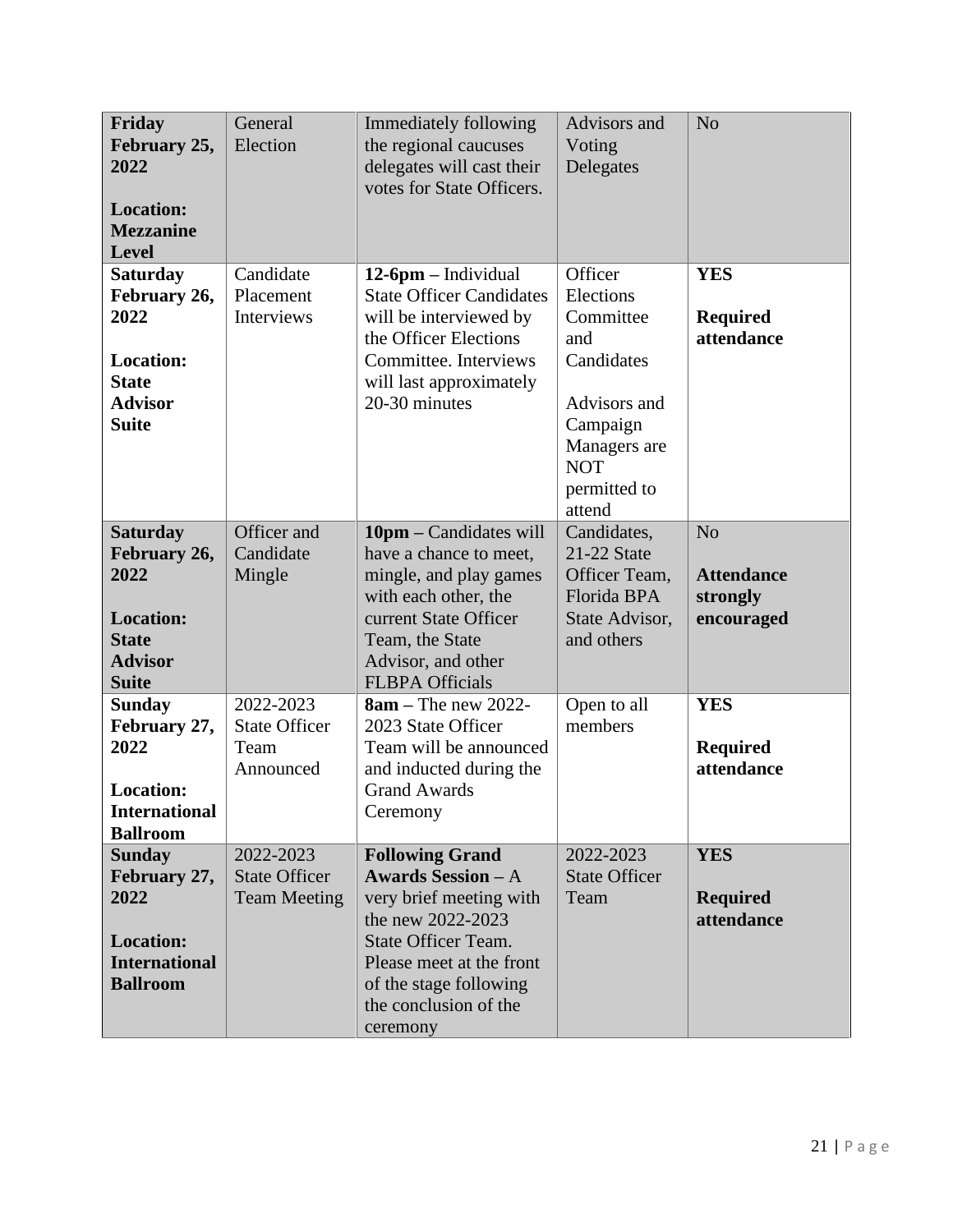| | | | | |
|---|---|---|---|---|
| **Friday February 25, 2022**<br><br>**Location: Mezzanine Level** | General Election | Immediately following the regional caucuses delegates will cast their votes for State Officers. | Advisors and Voting Delegates | No |
| **Saturday February 26, 2022**<br><br>**Location: State Advisor Suite** | Candidate Placement Interviews | **12-6pm –** Individual State Officer Candidates will be interviewed by the Officer Elections Committee. Interviews will last approximately 20-30 minutes | Officer Elections Committee and Candidates<br><br>Advisors and Campaign Managers are NOT permitted to attend | **YES**<br><br>**Required attendance** |
| **Saturday February 26, 2022**<br><br>**Location: State Advisor Suite** | Officer and Candidate Mingle | **10pm –** Candidates will have a chance to meet, mingle, and play games with each other, the current State Officer Team, the State Advisor, and other FLBPA Officials | Candidates, 21-22 State Officer Team, Florida BPA State Advisor, and others | No<br><br>**Attendance strongly encouraged** |
| **Sunday February 27, 2022**<br><br>**Location: International Ballroom** | 2022-2023 State Officer Team Announced | **8am –** The new 2022-2023 State Officer Team will be announced and inducted during the Grand Awards Ceremony | Open to all members | **YES**<br><br>**Required attendance** |
| **Sunday February 27, 2022**<br><br>**Location: International Ballroom** | 2022-2023 State Officer Team Meeting | **Following Grand Awards Session –** A very brief meeting with the new 2022-2023 State Officer Team. Please meet at the front of the stage following the conclusion of the ceremony | 2022-2023 State Officer Team | **YES**<br><br>**Required attendance** |